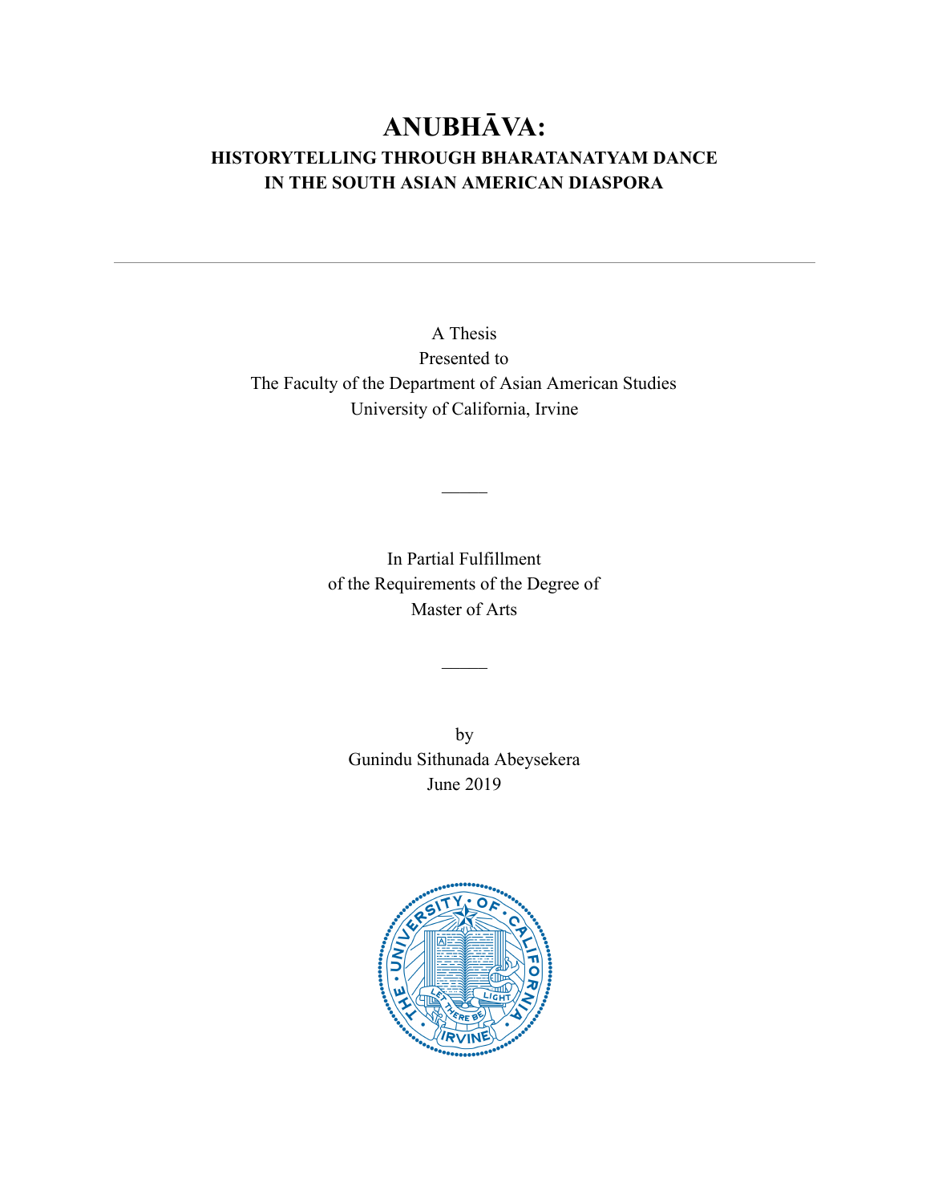# ANUBHĀVA:

## HISTORYTELLING THROUGH BHARATANATYAM DANCE IN THE SOUTH ASIAN AMERICAN DIASPORA

---

A Thesis
Presented to
The Faculty of the Department of Asian American Studies
University of California, Irvine

In Partial Fulfillment
of the Requirements of the Degree of
Master of Arts

by
Gunindu Sithunada Abeysekera
June 2019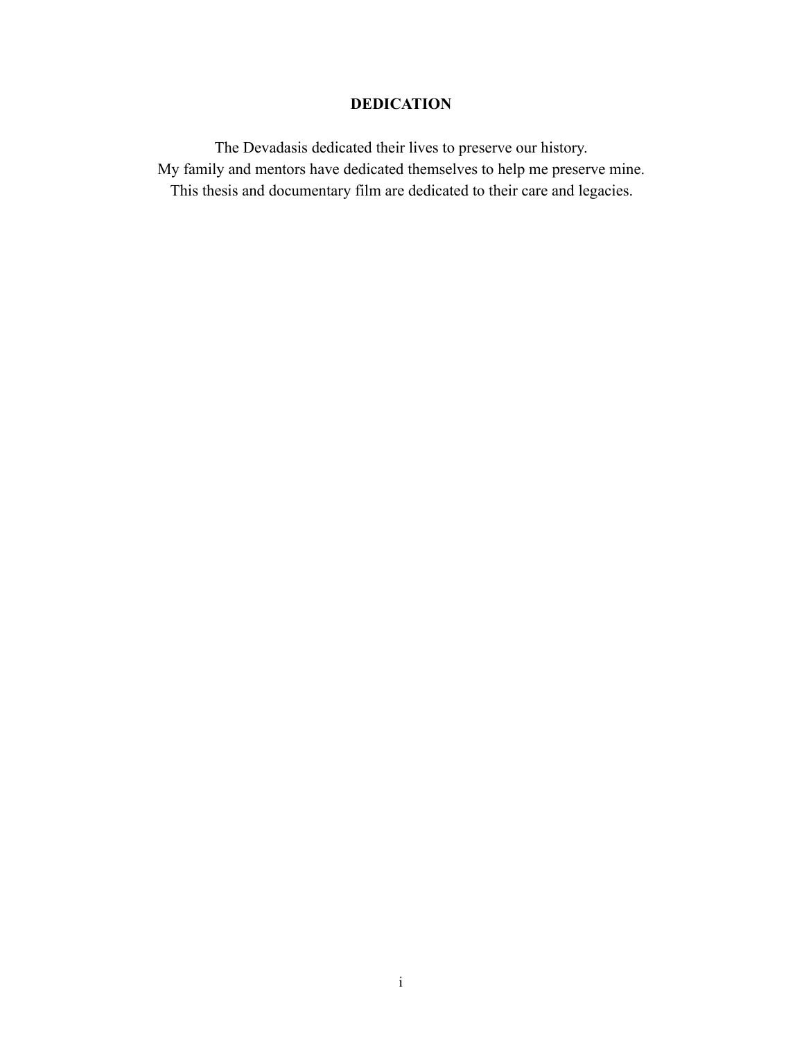# DEDICATION

The Devadasis dedicated their lives to preserve our history.
My family and mentors have dedicated themselves to help me preserve mine.
This thesis and documentary film are dedicated to their care and legacies.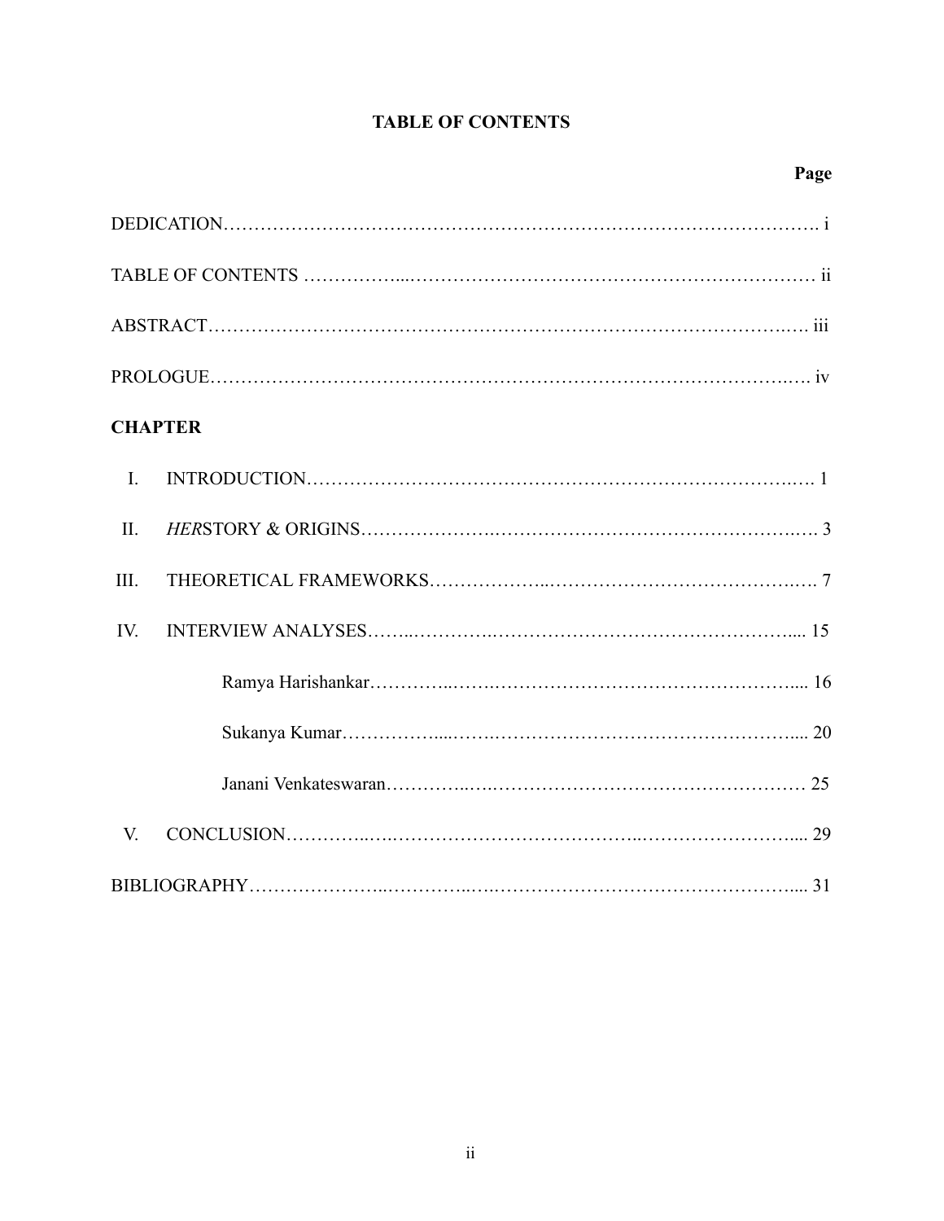# TABLE OF CONTENTS

| | Page |
|---|---|
| DEDICATION | i |
| TABLE OF CONTENTS | ii |
| ABSTRACT | iii |
| PROLOGUE | iv |
| **CHAPTER** | |
| I. INTRODUCTION | 1 |
| II. *HER*STORY & ORIGINS | 3 |
| III. THEORETICAL FRAMEWORKS | 7 |
| IV. INTERVIEW ANALYSES | 15 |
| Ramya Harishankar | 16 |
| Sukanya Kumar | 20 |
| Janani Venkateswaran | 25 |
| V. CONCLUSION | 29 |
| BIBLIOGRAPHY | 31 |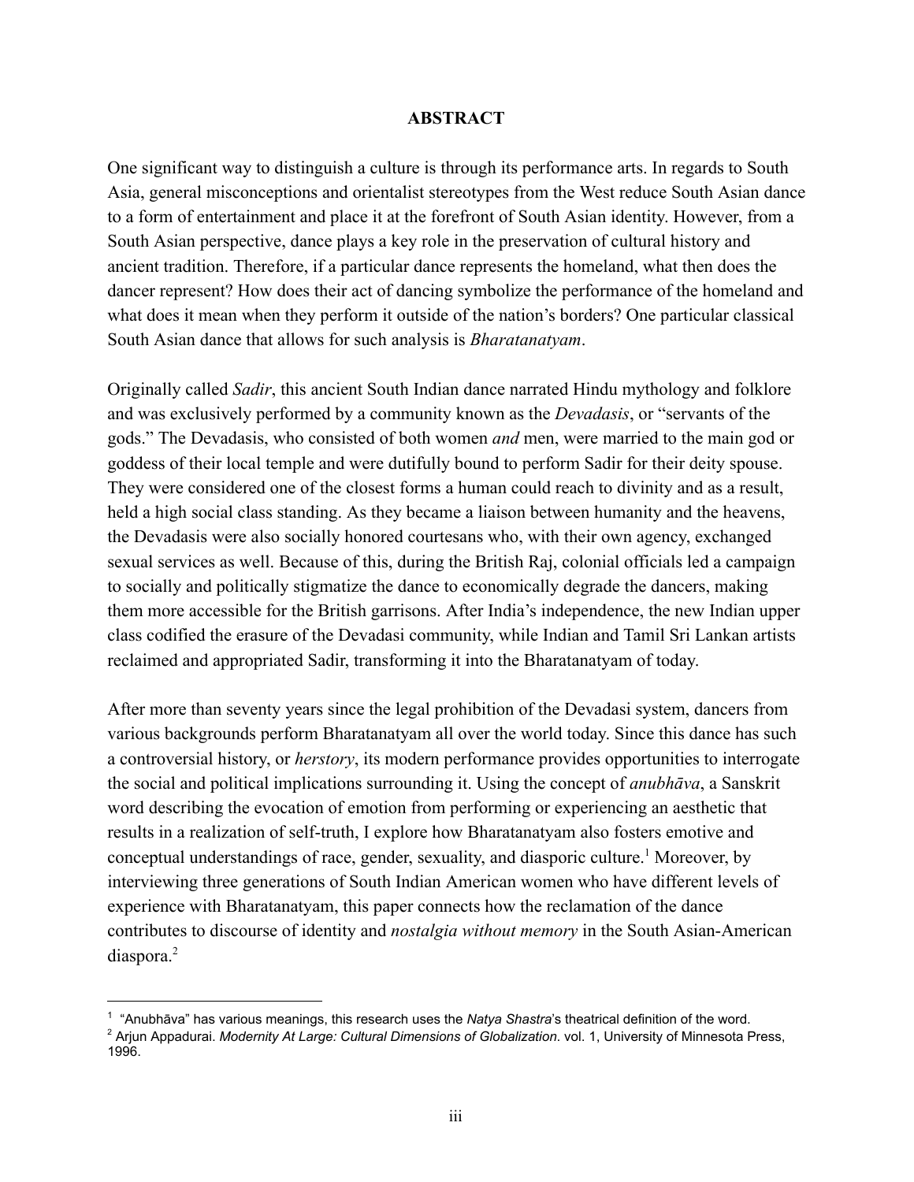## ABSTRACT

One significant way to distinguish a culture is through its performance arts. In regards to South Asia, general misconceptions and orientalist stereotypes from the West reduce South Asian dance to a form of entertainment and place it at the forefront of South Asian identity. However, from a South Asian perspective, dance plays a key role in the preservation of cultural history and ancient tradition. Therefore, if a particular dance represents the homeland, what then does the dancer represent? How does their act of dancing symbolize the performance of the homeland and what does it mean when they perform it outside of the nation's borders? One particular classical South Asian dance that allows for such analysis is *Bharatanatyam*.

Originally called *Sadir*, this ancient South Indian dance narrated Hindu mythology and folklore and was exclusively performed by a community known as the *Devadasis*, or "servants of the gods." The Devadasis, who consisted of both women *and* men, were married to the main god or goddess of their local temple and were dutifully bound to perform Sadir for their deity spouse. They were considered one of the closest forms a human could reach to divinity and as a result, held a high social class standing. As they became a liaison between humanity and the heavens, the Devadasis were also socially honored courtesans who, with their own agency, exchanged sexual services as well. Because of this, during the British Raj, colonial officials led a campaign to socially and politically stigmatize the dance to economically degrade the dancers, making them more accessible for the British garrisons. After India's independence, the new Indian upper class codified the erasure of the Devadasi community, while Indian and Tamil Sri Lankan artists reclaimed and appropriated Sadir, transforming it into the Bharatanatyam of today.

After more than seventy years since the legal prohibition of the Devadasi system, dancers from various backgrounds perform Bharatanatyam all over the world today. Since this dance has such a controversial history, or *herstory*, its modern performance provides opportunities to interrogate the social and political implications surrounding it. Using the concept of *anubhāva*, a Sanskrit word describing the evocation of emotion from performing or experiencing an aesthetic that results in a realization of self-truth, I explore how Bharatanatyam also fosters emotive and conceptual understandings of race, gender, sexuality, and diasporic culture.[1] Moreover, by interviewing three generations of South Indian American women who have different levels of experience with Bharatanatyam, this paper connects how the reclamation of the dance contributes to discourse of identity and *nostalgia without memory* in the South Asian-American diaspora.[2]

---

[1] "Anubhāva" has various meanings, this research uses the *Natya Shastra*'s theatrical definition of the word.

[2] Arjun Appadurai. *Modernity At Large: Cultural Dimensions of Globalization*. vol. 1, University of Minnesota Press, 1996.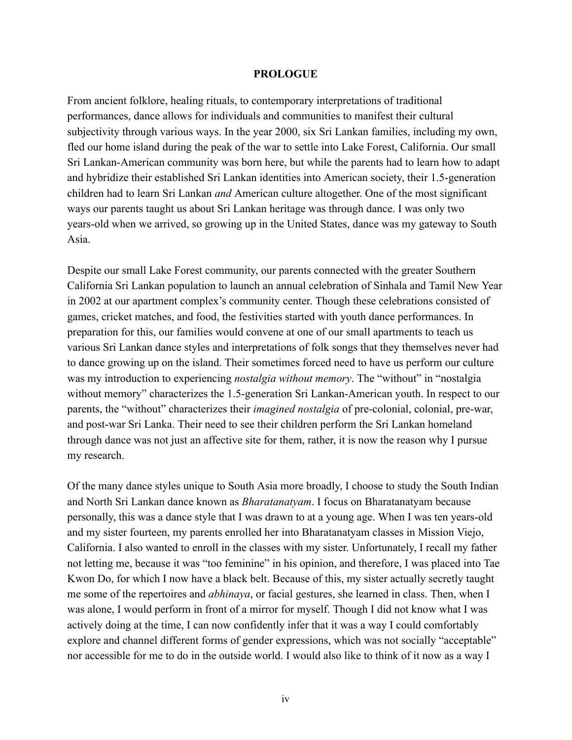## PROLOGUE

From ancient folklore, healing rituals, to contemporary interpretations of traditional performances, dance allows for individuals and communities to manifest their cultural subjectivity through various ways. In the year 2000, six Sri Lankan families, including my own, fled our home island during the peak of the war to settle into Lake Forest, California. Our small Sri Lankan-American community was born here, but while the parents had to learn how to adapt and hybridize their established Sri Lankan identities into American society, their 1.5-generation children had to learn Sri Lankan *and* American culture altogether. One of the most significant ways our parents taught us about Sri Lankan heritage was through dance. I was only two years-old when we arrived, so growing up in the United States, dance was my gateway to South Asia.

Despite our small Lake Forest community, our parents connected with the greater Southern California Sri Lankan population to launch an annual celebration of Sinhala and Tamil New Year in 2002 at our apartment complex's community center. Though these celebrations consisted of games, cricket matches, and food, the festivities started with youth dance performances. In preparation for this, our families would convene at one of our small apartments to teach us various Sri Lankan dance styles and interpretations of folk songs that they themselves never had to dance growing up on the island. Their sometimes forced need to have us perform our culture was my introduction to experiencing *nostalgia without memory*. The "without" in "nostalgia without memory" characterizes the 1.5-generation Sri Lankan-American youth. In respect to our parents, the "without" characterizes their *imagined nostalgia* of pre-colonial, colonial, pre-war, and post-war Sri Lanka. Their need to see their children perform the Sri Lankan homeland through dance was not just an affective site for them, rather, it is now the reason why I pursue my research.

Of the many dance styles unique to South Asia more broadly, I choose to study the South Indian and North Sri Lankan dance known as *Bharatanatyam*. I focus on Bharatanatyam because personally, this was a dance style that I was drawn to at a young age. When I was ten years-old and my sister fourteen, my parents enrolled her into Bharatanatyam classes in Mission Viejo, California. I also wanted to enroll in the classes with my sister. Unfortunately, I recall my father not letting me, because it was "too feminine" in his opinion, and therefore, I was placed into Tae Kwon Do, for which I now have a black belt. Because of this, my sister actually secretly taught me some of the repertoires and *abhinaya*, or facial gestures, she learned in class. Then, when I was alone, I would perform in front of a mirror for myself. Though I did not know what I was actively doing at the time, I can now confidently infer that it was a way I could comfortably explore and channel different forms of gender expressions, which was not socially "acceptable" nor accessible for me to do in the outside world. I would also like to think of it now as a way I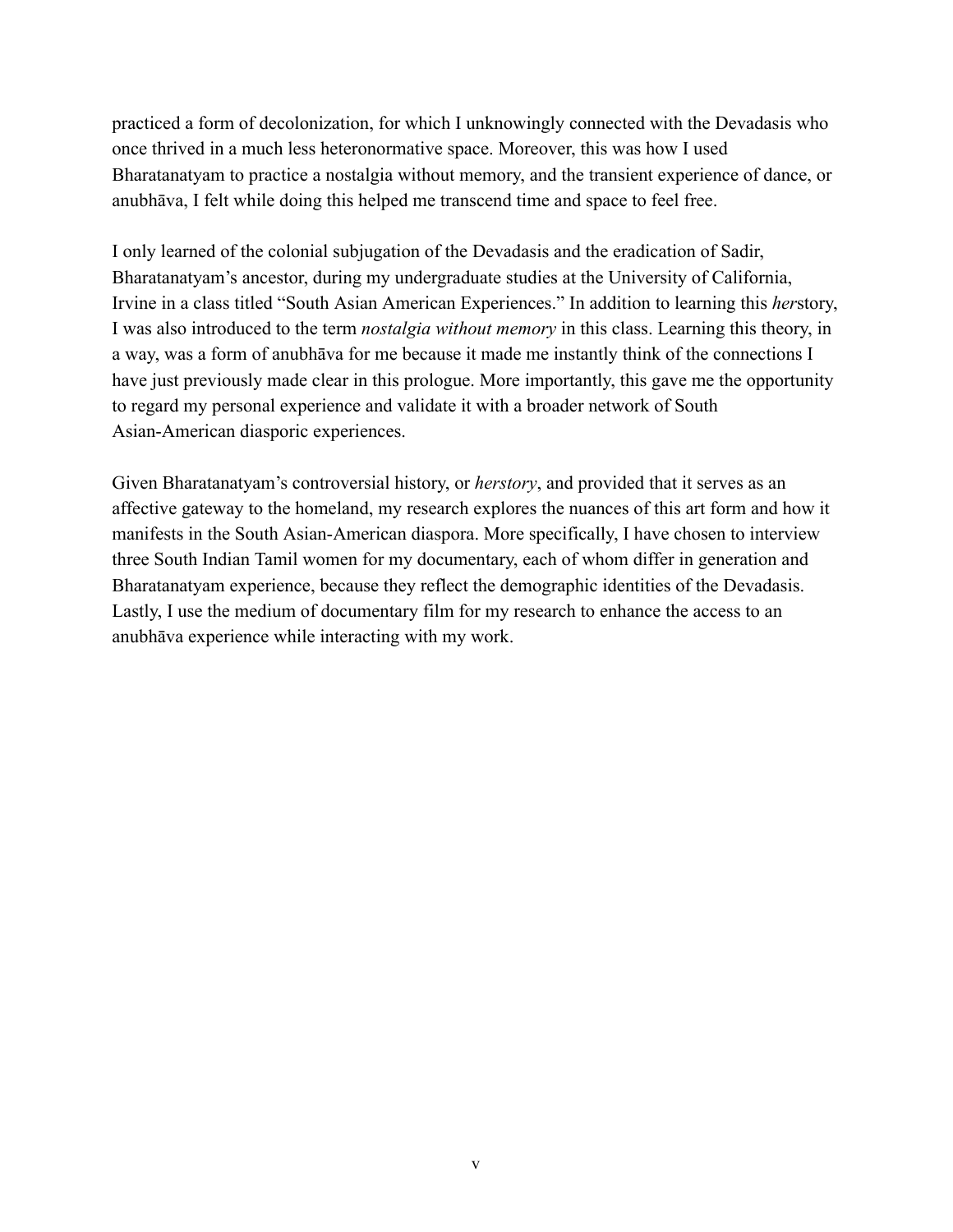practiced a form of decolonization, for which I unknowingly connected with the Devadasis who once thrived in a much less heteronormative space. Moreover, this was how I used Bharatanatyam to practice a nostalgia without memory, and the transient experience of dance, or anubhāva, I felt while doing this helped me transcend time and space to feel free.

I only learned of the colonial subjugation of the Devadasis and the eradication of Sadir, Bharatanatyam's ancestor, during my undergraduate studies at the University of California, Irvine in a class titled "South Asian American Experiences." In addition to learning this *her*story, I was also introduced to the term *nostalgia without memory* in this class. Learning this theory, in a way, was a form of anubhāva for me because it made me instantly think of the connections I have just previously made clear in this prologue. More importantly, this gave me the opportunity to regard my personal experience and validate it with a broader network of South Asian-American diasporic experiences.

Given Bharatanatyam's controversial history, or *herstory*, and provided that it serves as an affective gateway to the homeland, my research explores the nuances of this art form and how it manifests in the South Asian-American diaspora. More specifically, I have chosen to interview three South Indian Tamil women for my documentary, each of whom differ in generation and Bharatanatyam experience, because they reflect the demographic identities of the Devadasis. Lastly, I use the medium of documentary film for my research to enhance the access to an anubhāva experience while interacting with my work.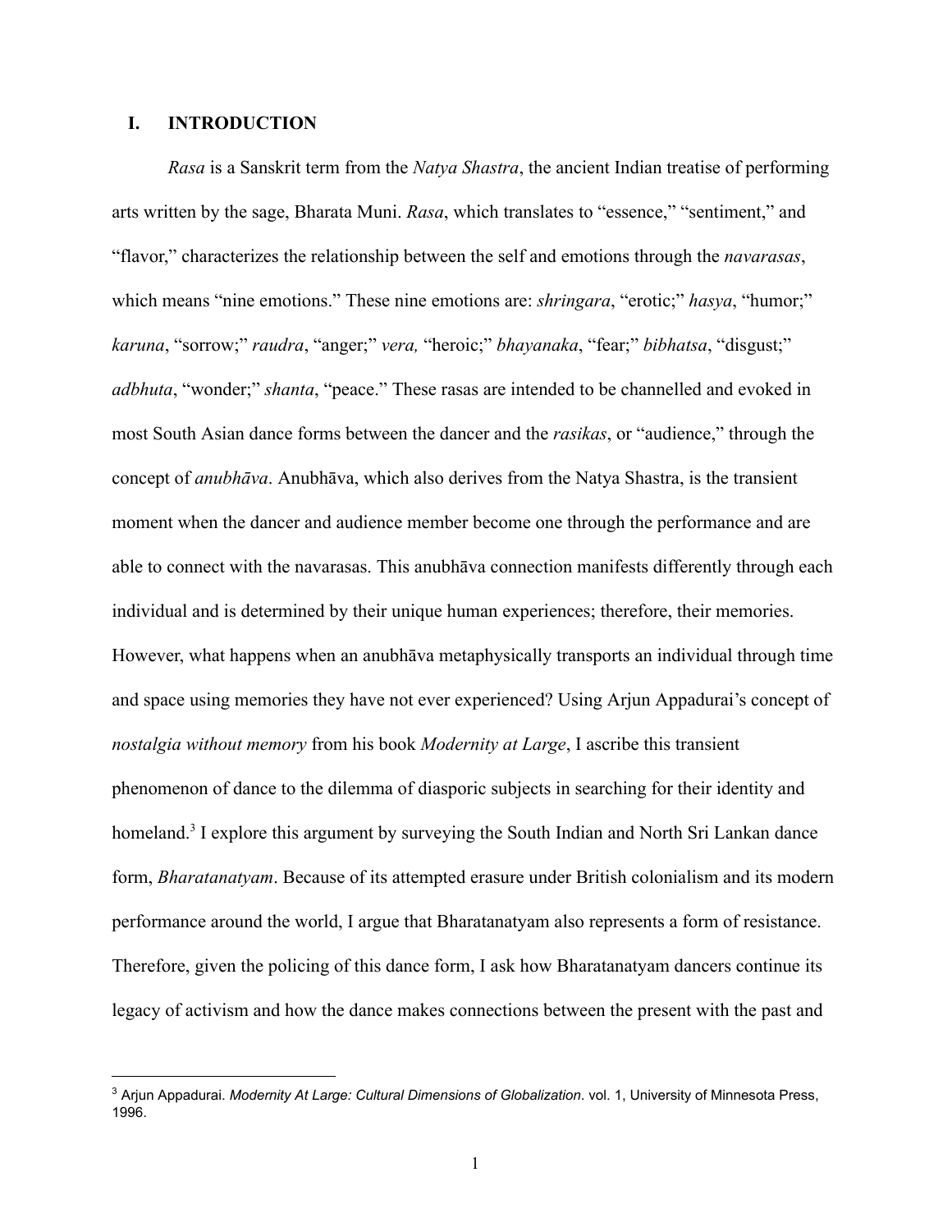## I. INTRODUCTION

*Rasa* is a Sanskrit term from the *Natya Shastra*, the ancient Indian treatise of performing arts written by the sage, Bharata Muni. *Rasa*, which translates to "essence," "sentiment," and "flavor," characterizes the relationship between the self and emotions through the *navarasas*, which means "nine emotions." These nine emotions are: *shringara*, "erotic;" *hasya*, "humor;" *karuna*, "sorrow;" *raudra*, "anger;" *vera,* "heroic;" *bhayanaka*, "fear;" *bibhatsa*, "disgust;" *adbhuta*, "wonder;" *shanta*, "peace." These rasas are intended to be channelled and evoked in most South Asian dance forms between the dancer and the *rasikas*, or "audience," through the concept of *anubhāva*. Anubhāva, which also derives from the Natya Shastra, is the transient moment when the dancer and audience member become one through the performance and are able to connect with the navarasas. This anubhāva connection manifests differently through each individual and is determined by their unique human experiences; therefore, their memories. However, what happens when an anubhāva metaphysically transports an individual through time and space using memories they have not ever experienced? Using Arjun Appadurai's concept of *nostalgia without memory* from his book *Modernity at Large*, I ascribe this transient phenomenon of dance to the dilemma of diasporic subjects in searching for their identity and homeland.[3] I explore this argument by surveying the South Indian and North Sri Lankan dance form, *Bharatanatyam*. Because of its attempted erasure under British colonialism and its modern performance around the world, I argue that Bharatanatyam also represents a form of resistance. Therefore, given the policing of this dance form, I ask how Bharatanatyam dancers continue its legacy of activism and how the dance makes connections between the present with the past and

[3] Arjun Appadurai. *Modernity At Large: Cultural Dimensions of Globalization*. vol. 1, University of Minnesota Press, 1996.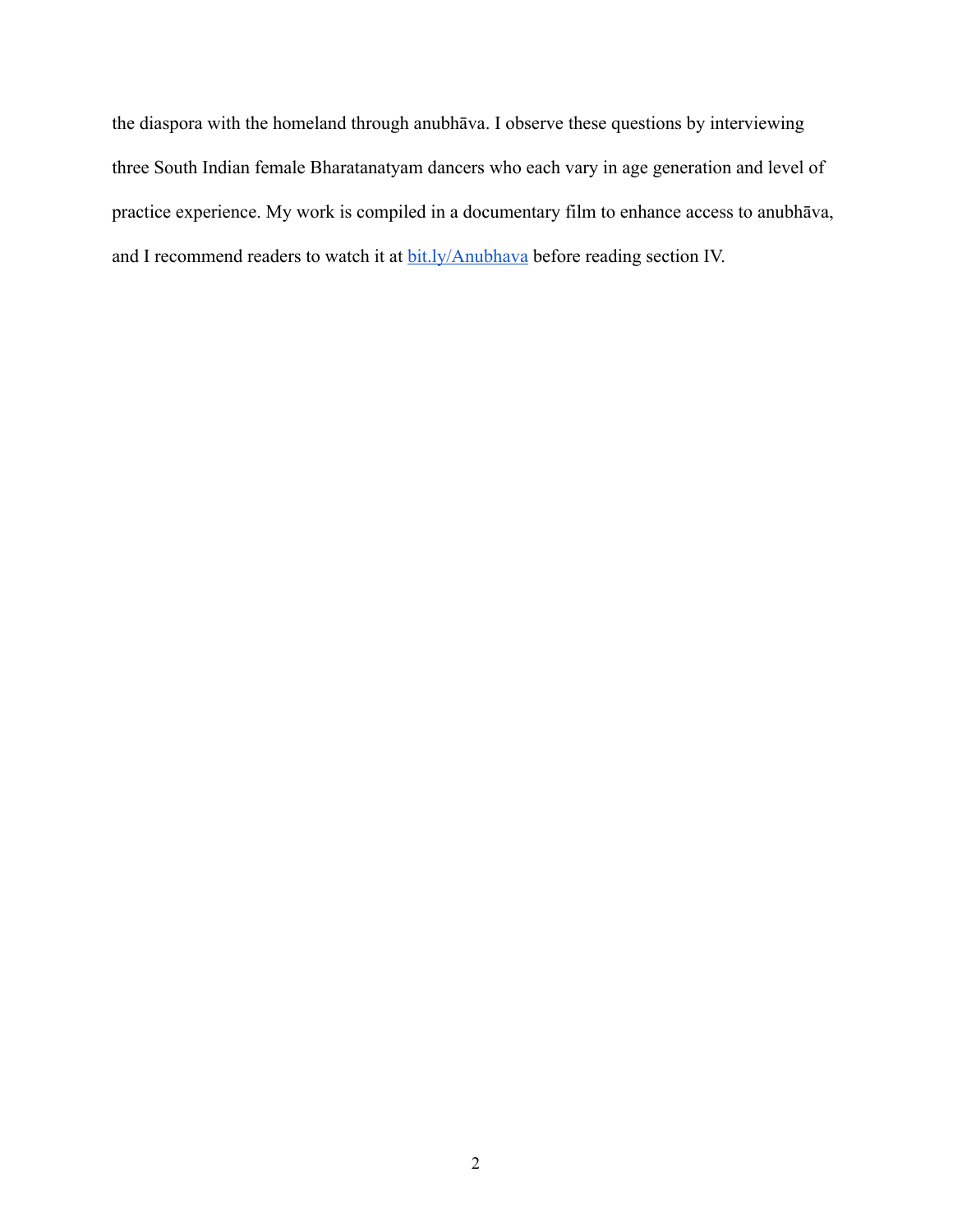the diaspora with the homeland through anubhāva. I observe these questions by interviewing three South Indian female Bharatanatyam dancers who each vary in age generation and level of practice experience. My work is compiled in a documentary film to enhance access to anubhāva, and I recommend readers to watch it at [bit.ly/Anubhava](http://bit.ly/Anubhava) before reading section IV.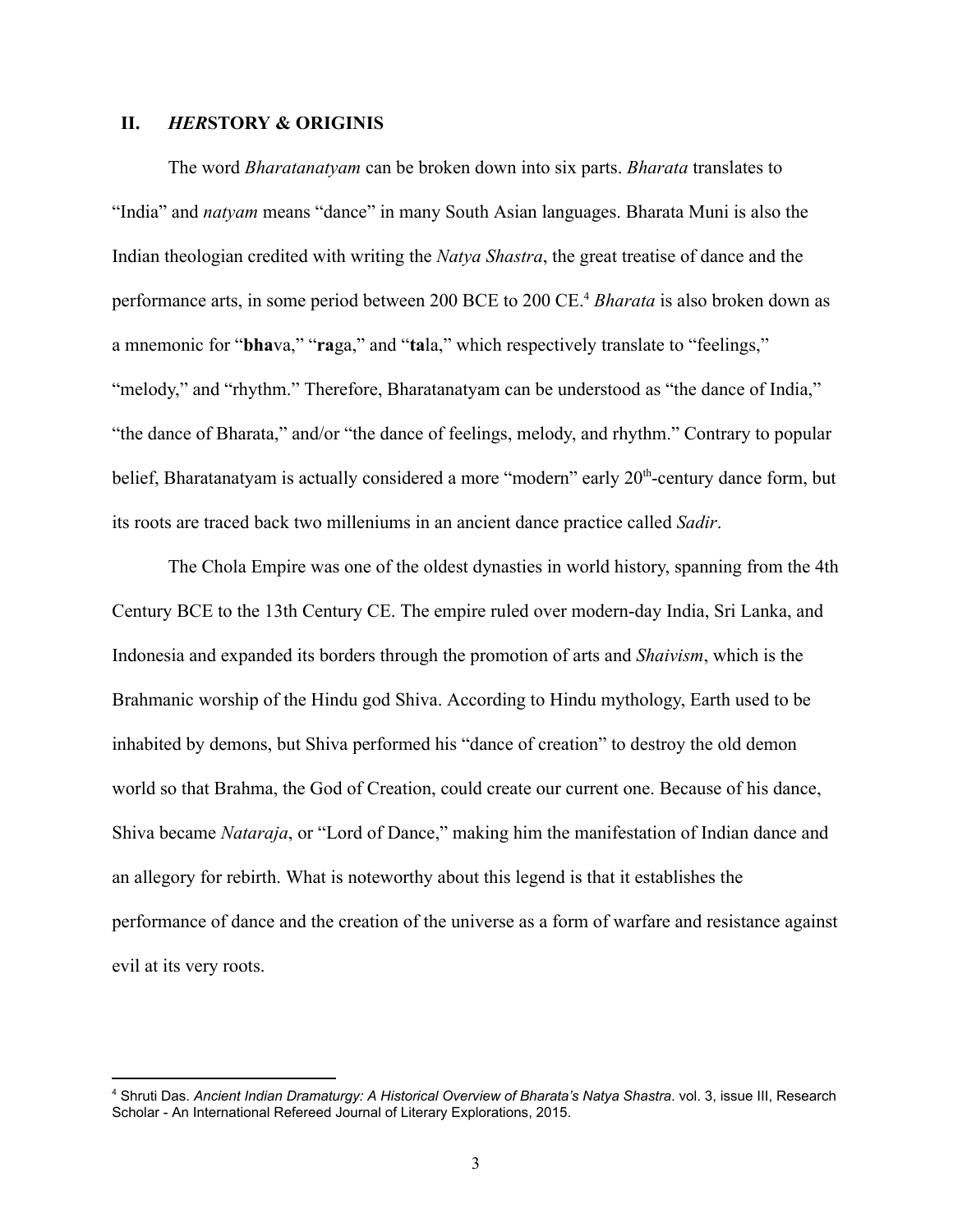## II. *HER*STORY & ORIGINIS

The word *Bharatanatyam* can be broken down into six parts. *Bharata* translates to "India" and *natyam* means "dance" in many South Asian languages. Bharata Muni is also the Indian theologian credited with writing the *Natya Shastra*, the great treatise of dance and the performance arts, in some period between 200 BCE to 200 CE.[4] *Bharata* is also broken down as a mnemonic for "**bha**va," "**ra**ga," and "**ta**la," which respectively translate to "feelings," "melody," and "rhythm." Therefore, Bharatanatyam can be understood as "the dance of India," "the dance of Bharata," and/or "the dance of feelings, melody, and rhythm." Contrary to popular belief, Bharatanatyam is actually considered a more "modern" early 20th-century dance form, but its roots are traced back two milleniums in an ancient dance practice called *Sadir*.

The Chola Empire was one of the oldest dynasties in world history, spanning from the 4th Century BCE to the 13th Century CE. The empire ruled over modern-day India, Sri Lanka, and Indonesia and expanded its borders through the promotion of arts and *Shaivism*, which is the Brahmanic worship of the Hindu god Shiva. According to Hindu mythology, Earth used to be inhabited by demons, but Shiva performed his "dance of creation" to destroy the old demon world so that Brahma, the God of Creation, could create our current one. Because of his dance, Shiva became *Nataraja*, or "Lord of Dance," making him the manifestation of Indian dance and an allegory for rebirth. What is noteworthy about this legend is that it establishes the performance of dance and the creation of the universe as a form of warfare and resistance against evil at its very roots.

---

[4] Shruti Das. *Ancient Indian Dramaturgy: A Historical Overview of Bharata's Natya Shastra*. vol. 3, issue III, Research Scholar - An International Refereed Journal of Literary Explorations, 2015.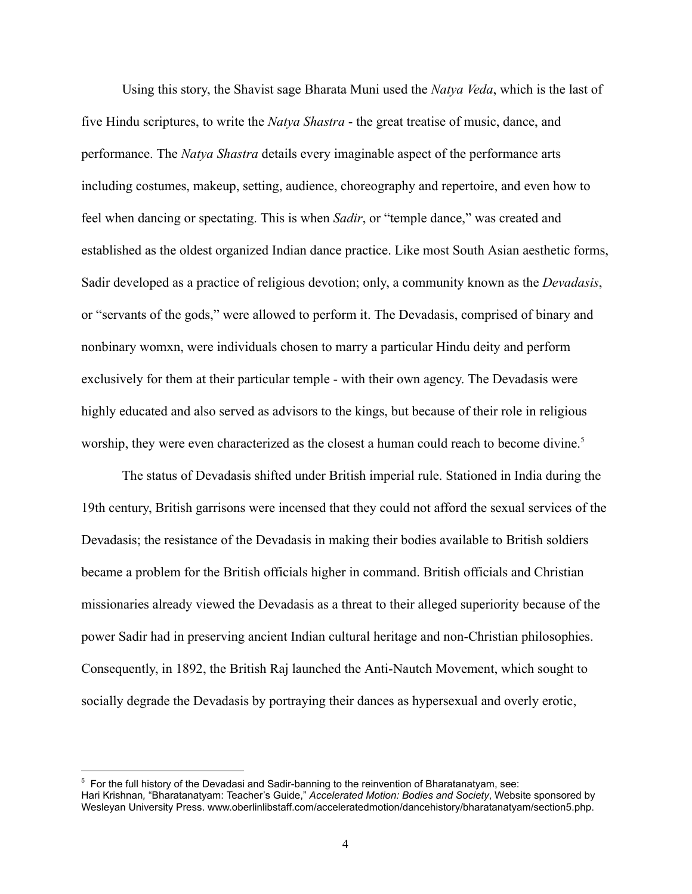Using this story, the Shavist sage Bharata Muni used the *Natya Veda*, which is the last of five Hindu scriptures, to write the *Natya Shastra* - the great treatise of music, dance, and performance. The *Natya Shastra* details every imaginable aspect of the performance arts including costumes, makeup, setting, audience, choreography and repertoire, and even how to feel when dancing or spectating. This is when *Sadir*, or "temple dance," was created and established as the oldest organized Indian dance practice. Like most South Asian aesthetic forms, Sadir developed as a practice of religious devotion; only, a community known as the *Devadasis*, or "servants of the gods," were allowed to perform it. The Devadasis, comprised of binary and nonbinary womxn, were individuals chosen to marry a particular Hindu deity and perform exclusively for them at their particular temple - with their own agency. The Devadasis were highly educated and also served as advisors to the kings, but because of their role in religious worship, they were even characterized as the closest a human could reach to become divine.[5]

The status of Devadasis shifted under British imperial rule. Stationed in India during the 19th century, British garrisons were incensed that they could not afford the sexual services of the Devadasis; the resistance of the Devadasis in making their bodies available to British soldiers became a problem for the British officials higher in command. British officials and Christian missionaries already viewed the Devadasis as a threat to their alleged superiority because of the power Sadir had in preserving ancient Indian cultural heritage and non-Christian philosophies. Consequently, in 1892, the British Raj launched the Anti-Nautch Movement, which sought to socially degrade the Devadasis by portraying their dances as hypersexual and overly erotic,

---

[5] For the full history of the Devadasi and Sadir-banning to the reinvention of Bharatanatyam, see: Hari Krishnan, "Bharatanatyam: Teacher's Guide," *Accelerated Motion: Bodies and Society*, Website sponsored by Wesleyan University Press. www.oberlinlibstaff.com/acceleratedmotion/dancehistory/bharatanatyam/section5.php.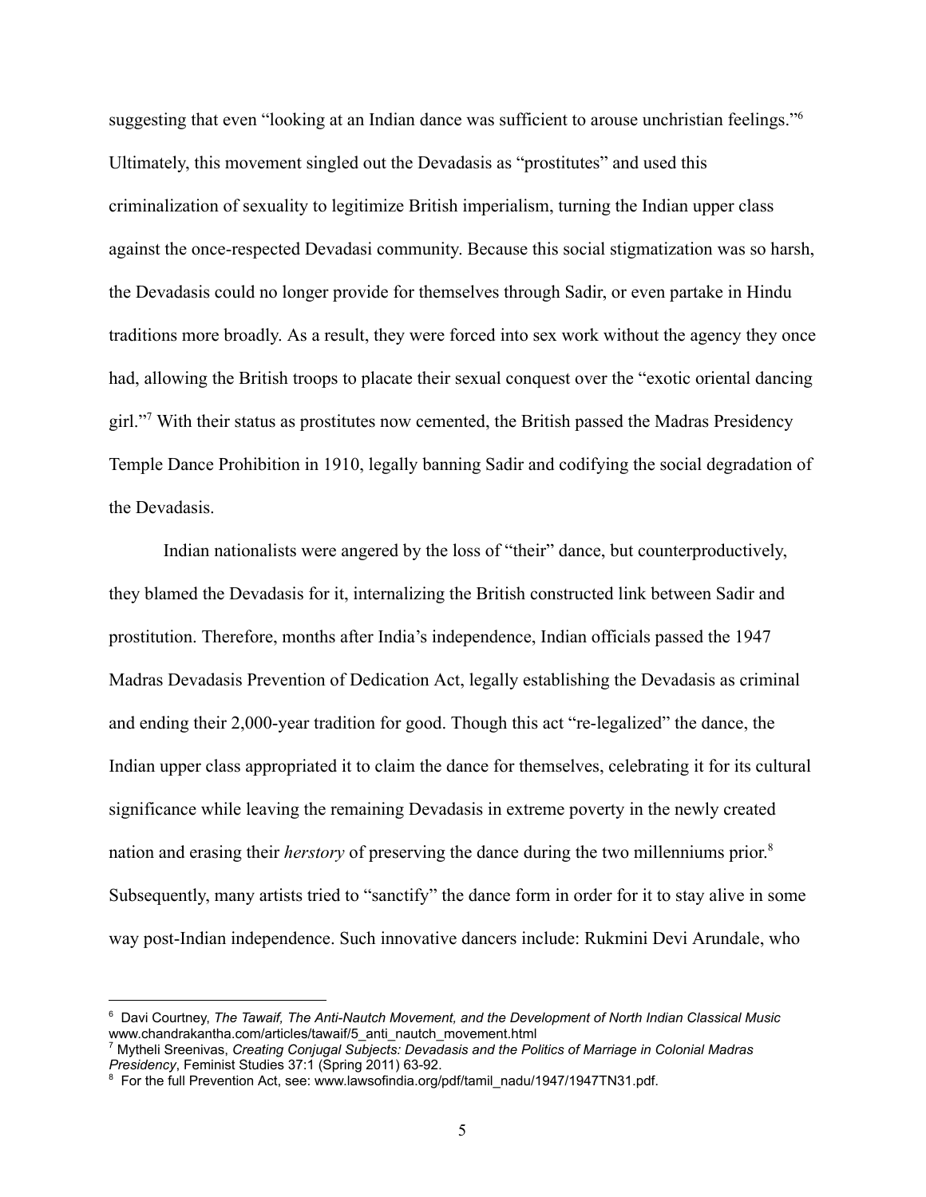suggesting that even "looking at an Indian dance was sufficient to arouse unchristian feelings."[6] Ultimately, this movement singled out the Devadasis as "prostitutes" and used this criminalization of sexuality to legitimize British imperialism, turning the Indian upper class against the once-respected Devadasi community. Because this social stigmatization was so harsh, the Devadasis could no longer provide for themselves through Sadir, or even partake in Hindu traditions more broadly. As a result, they were forced into sex work without the agency they once had, allowing the British troops to placate their sexual conquest over the "exotic oriental dancing girl."[7] With their status as prostitutes now cemented, the British passed the Madras Presidency Temple Dance Prohibition in 1910, legally banning Sadir and codifying the social degradation of the Devadasis.

Indian nationalists were angered by the loss of "their" dance, but counterproductively, they blamed the Devadasis for it, internalizing the British constructed link between Sadir and prostitution. Therefore, months after India's independence, Indian officials passed the 1947 Madras Devadasis Prevention of Dedication Act, legally establishing the Devadasis as criminal and ending their 2,000-year tradition for good. Though this act "re-legalized" the dance, the Indian upper class appropriated it to claim the dance for themselves, celebrating it for its cultural significance while leaving the remaining Devadasis in extreme poverty in the newly created nation and erasing their *herstory* of preserving the dance during the two millenniums prior.[8] Subsequently, many artists tried to "sanctify" the dance form in order for it to stay alive in some way post-Indian independence. Such innovative dancers include: Rukmini Devi Arundale, who

---

[6] Davi Courtney, *The Tawaif, The Anti-Nautch Movement, and the Development of North Indian Classical Music* www.chandrakantha.com/articles/tawaif/5_anti_nautch_movement.html

[7] Mytheli Sreenivas, *Creating Conjugal Subjects: Devadasis and the Politics of Marriage in Colonial Madras Presidency*, Feminist Studies 37:1 (Spring 2011) 63-92.

[8] For the full Prevention Act, see: www.lawsofindia.org/pdf/tamil_nadu/1947/1947TN31.pdf.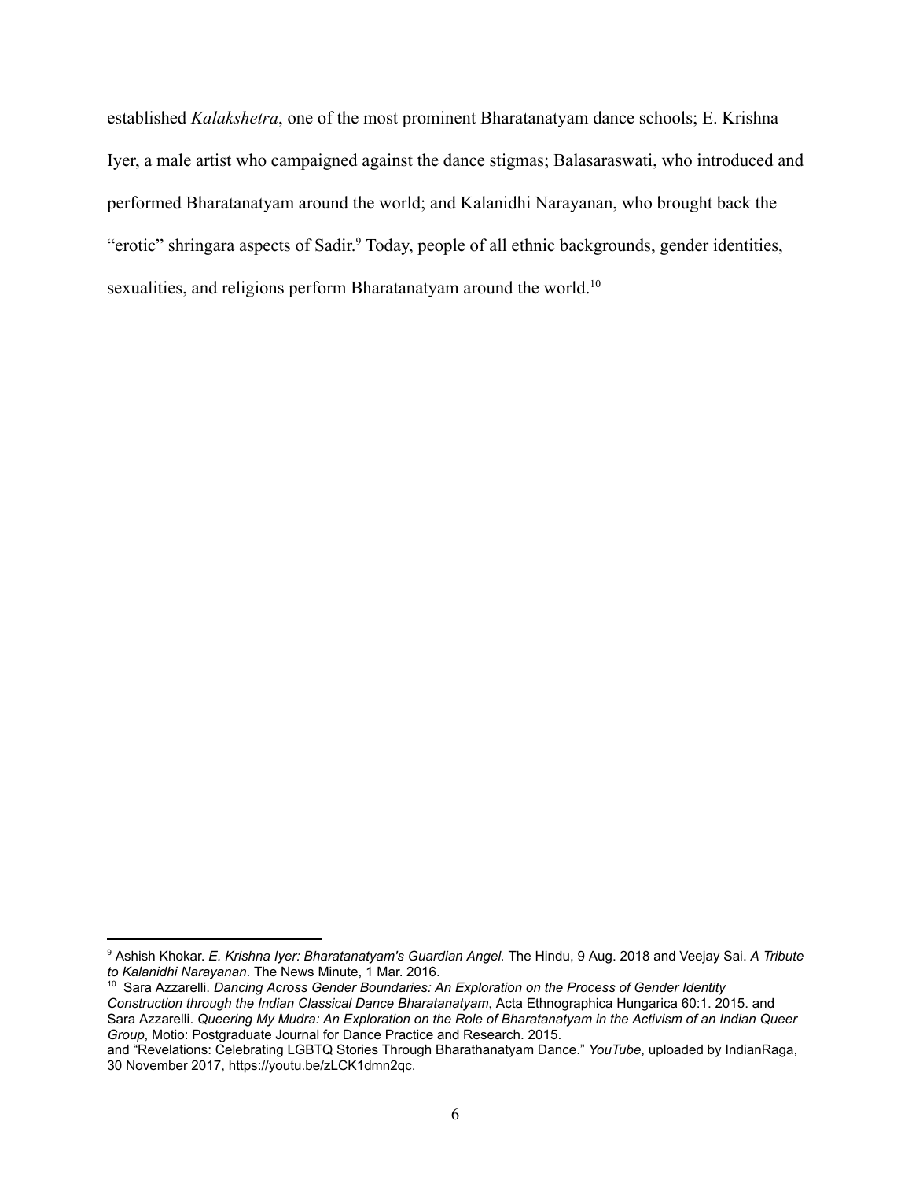established *Kalakshetra*, one of the most prominent Bharatanatyam dance schools; E. Krishna Iyer, a male artist who campaigned against the dance stigmas; Balasaraswati, who introduced and performed Bharatanatyam around the world; and Kalanidhi Narayanan, who brought back the "erotic" shringara aspects of Sadir.[9] Today, people of all ethnic backgrounds, gender identities, sexualities, and religions perform Bharatanatyam around the world.[10]

---

[9] Ashish Khokar. *E. Krishna Iyer: Bharatanatyam's Guardian Angel.* The Hindu, 9 Aug. 2018 and Veejay Sai. *A Tribute to Kalanidhi Narayanan*. The News Minute, 1 Mar. 2016.

[10] Sara Azzarelli. *Dancing Across Gender Boundaries: An Exploration on the Process of Gender Identity Construction through the Indian Classical Dance Bharatanatyam*, Acta Ethnographica Hungarica 60:1. 2015. and Sara Azzarelli. *Queering My Mudra: An Exploration on the Role of Bharatanatyam in the Activism of an Indian Queer Group*, Motio: Postgraduate Journal for Dance Practice and Research. 2015.
and "Revelations: Celebrating LGBTQ Stories Through Bharathanatyam Dance." *YouTube*, uploaded by IndianRaga, 30 November 2017, https://youtu.be/zLCK1dmn2qc.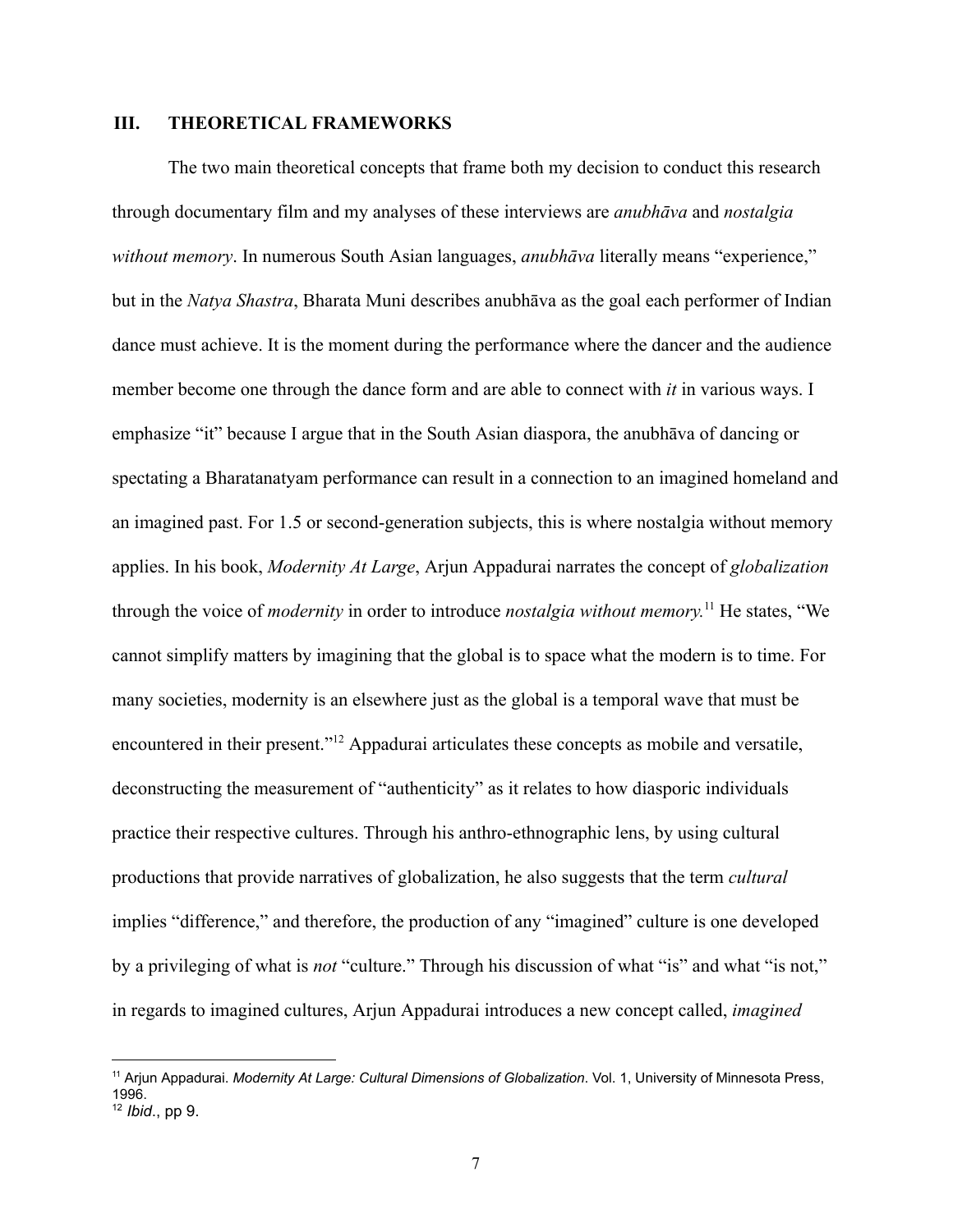## III. THEORETICAL FRAMEWORKS

The two main theoretical concepts that frame both my decision to conduct this research through documentary film and my analyses of these interviews are *anubhāva* and *nostalgia without memory*. In numerous South Asian languages, *anubhāva* literally means "experience," but in the *Natya Shastra*, Bharata Muni describes anubhāva as the goal each performer of Indian dance must achieve. It is the moment during the performance where the dancer and the audience member become one through the dance form and are able to connect with *it* in various ways. I emphasize "it" because I argue that in the South Asian diaspora, the anubhāva of dancing or spectating a Bharatanatyam performance can result in a connection to an imagined homeland and an imagined past. For 1.5 or second-generation subjects, this is where nostalgia without memory applies. In his book, *Modernity At Large*, Arjun Appadurai narrates the concept of *globalization* through the voice of *modernity* in order to introduce *nostalgia without memory.*[11] He states, "We cannot simplify matters by imagining that the global is to space what the modern is to time. For many societies, modernity is an elsewhere just as the global is a temporal wave that must be encountered in their present."[12] Appadurai articulates these concepts as mobile and versatile, deconstructing the measurement of "authenticity" as it relates to how diasporic individuals practice their respective cultures. Through his anthro-ethnographic lens, by using cultural productions that provide narratives of globalization, he also suggests that the term *cultural* implies "difference," and therefore, the production of any "imagined" culture is one developed by a privileging of what is *not* "culture." Through his discussion of what "is" and what "is not," in regards to imagined cultures, Arjun Appadurai introduces a new concept called, *imagined*

---

[11] Arjun Appadurai. *Modernity At Large: Cultural Dimensions of Globalization*. Vol. 1, University of Minnesota Press, 1996.

[12] *Ibid*., pp 9.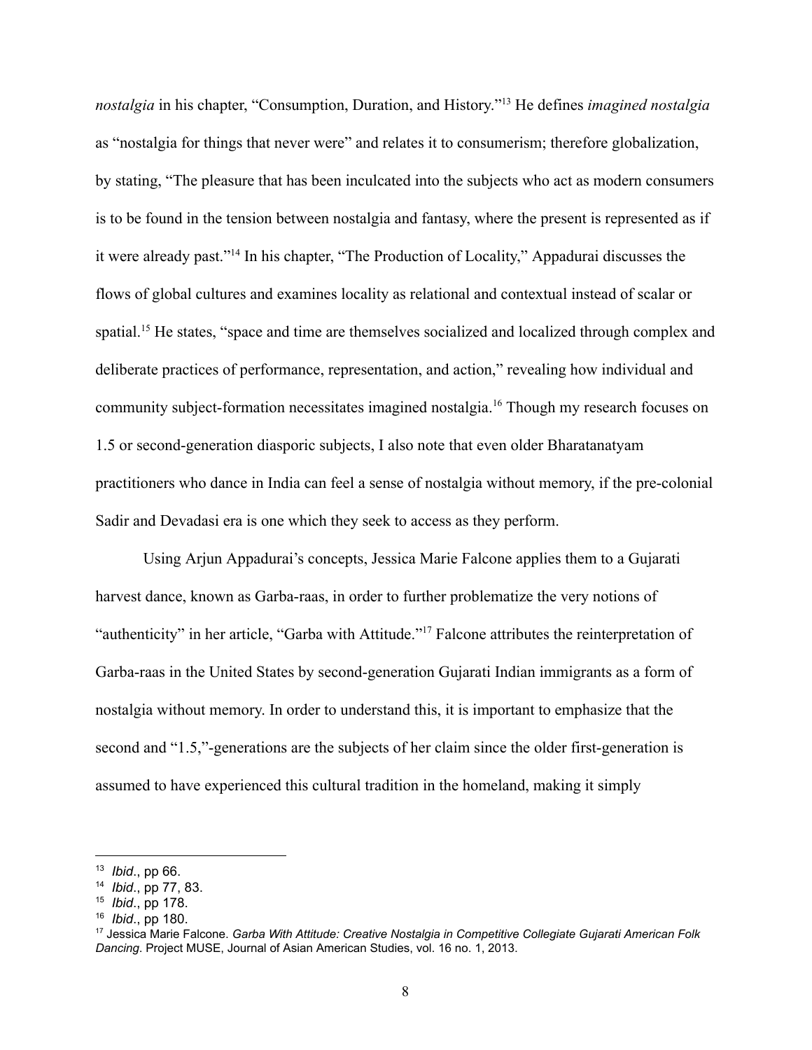*nostalgia* in his chapter, “Consumption, Duration, and History.”[13] He defines *imagined nostalgia* as “nostalgia for things that never were” and relates it to consumerism; therefore globalization, by stating, “The pleasure that has been inculcated into the subjects who act as modern consumers is to be found in the tension between nostalgia and fantasy, where the present is represented as if it were already past.”[14] In his chapter, “The Production of Locality,” Appadurai discusses the flows of global cultures and examines locality as relational and contextual instead of scalar or spatial.[15] He states, “space and time are themselves socialized and localized through complex and deliberate practices of performance, representation, and action,” revealing how individual and community subject-formation necessitates imagined nostalgia.[16] Though my research focuses on 1.5 or second-generation diasporic subjects, I also note that even older Bharatanatyam practitioners who dance in India can feel a sense of nostalgia without memory, if the pre-colonial Sadir and Devadasi era is one which they seek to access as they perform.

Using Arjun Appadurai’s concepts, Jessica Marie Falcone applies them to a Gujarati harvest dance, known as Garba-raas, in order to further problematize the very notions of “authenticity” in her article, “Garba with Attitude.”[17] Falcone attributes the reinterpretation of Garba-raas in the United States by second-generation Gujarati Indian immigrants as a form of nostalgia without memory. In order to understand this, it is important to emphasize that the second and “1.5,”-generations are the subjects of her claim since the older first-generation is assumed to have experienced this cultural tradition in the homeland, making it simply

---

[13] *Ibid*., pp 66.

[14] *Ibid*., pp 77, 83.

[15] *Ibid*., pp 178.

[16] *Ibid*., pp 180.

[17] Jessica Marie Falcone. *Garba With Attitude: Creative Nostalgia in Competitive Collegiate Gujarati American Folk Dancing*. Project MUSE, Journal of Asian American Studies, vol. 16 no. 1, 2013.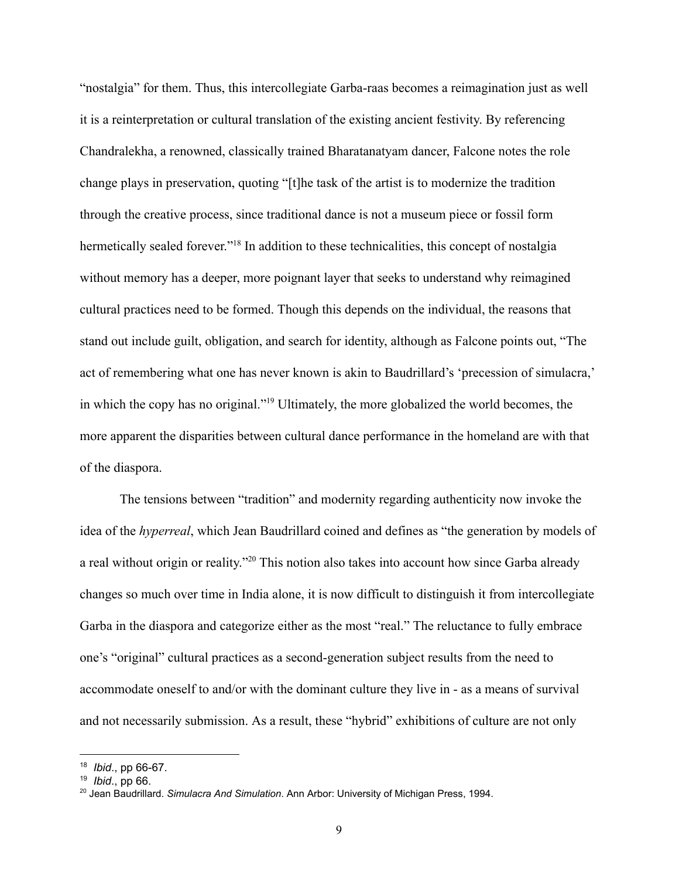"nostalgia" for them. Thus, this intercollegiate Garba-raas becomes a reimagination just as well it is a reinterpretation or cultural translation of the existing ancient festivity. By referencing Chandralekha, a renowned, classically trained Bharatanatyam dancer, Falcone notes the role change plays in preservation, quoting "[t]he task of the artist is to modernize the tradition through the creative process, since traditional dance is not a museum piece or fossil form hermetically sealed forever."[18] In addition to these technicalities, this concept of nostalgia without memory has a deeper, more poignant layer that seeks to understand why reimagined cultural practices need to be formed. Though this depends on the individual, the reasons that stand out include guilt, obligation, and search for identity, although as Falcone points out, "The act of remembering what one has never known is akin to Baudrillard's 'precession of simulacra,' in which the copy has no original."[19] Ultimately, the more globalized the world becomes, the more apparent the disparities between cultural dance performance in the homeland are with that of the diaspora.

The tensions between "tradition" and modernity regarding authenticity now invoke the idea of the *hyperreal*, which Jean Baudrillard coined and defines as "the generation by models of a real without origin or reality."[20] This notion also takes into account how since Garba already changes so much over time in India alone, it is now difficult to distinguish it from intercollegiate Garba in the diaspora and categorize either as the most "real." The reluctance to fully embrace one's "original" cultural practices as a second-generation subject results from the need to accommodate oneself to and/or with the dominant culture they live in - as a means of survival and not necessarily submission. As a result, these "hybrid" exhibitions of culture are not only

---

[18] *Ibid*., pp 66-67.

[19] *Ibid*., pp 66.

[20] Jean Baudrillard. *Simulacra And Simulation*. Ann Arbor: University of Michigan Press, 1994.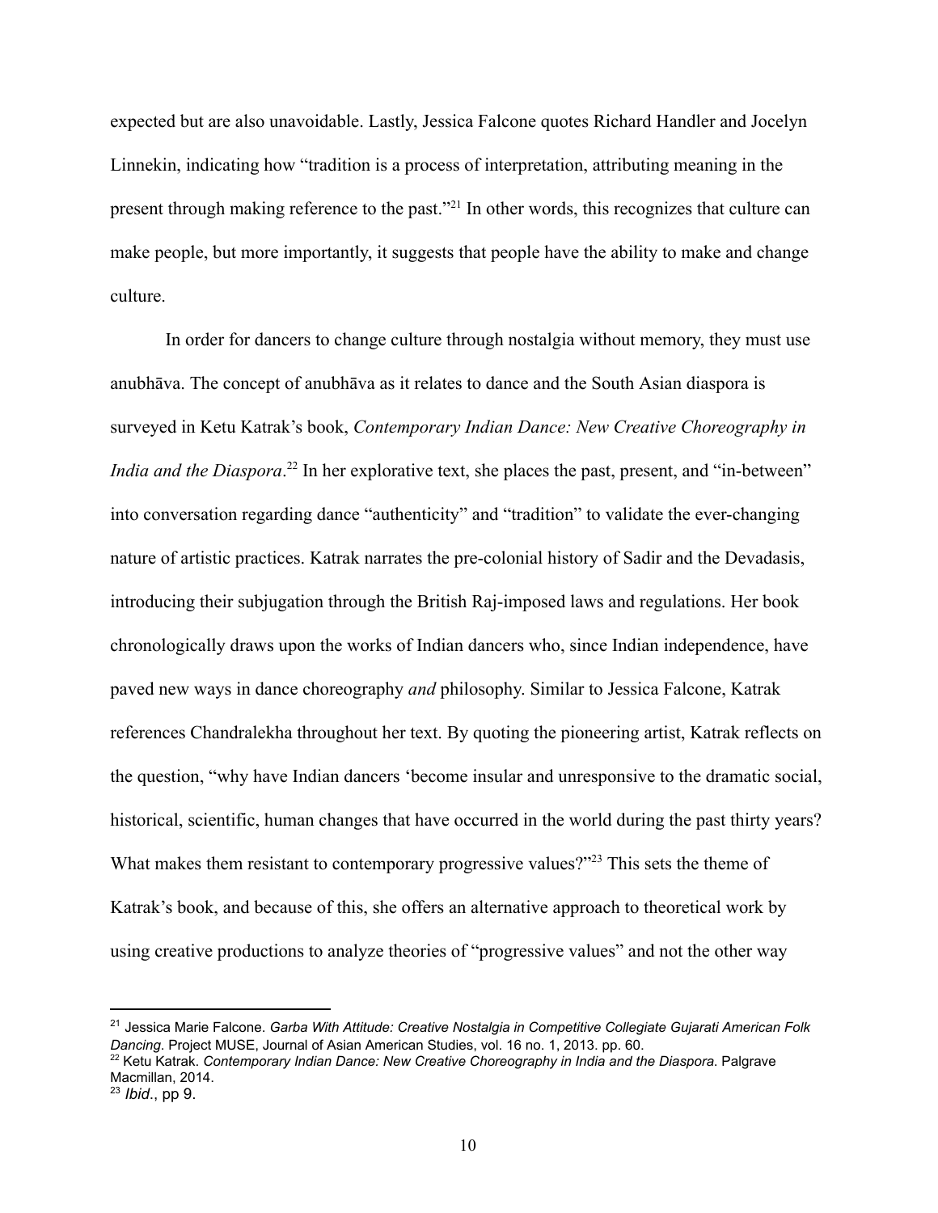expected but are also unavoidable. Lastly, Jessica Falcone quotes Richard Handler and Jocelyn Linnekin, indicating how "tradition is a process of interpretation, attributing meaning in the present through making reference to the past."[21] In other words, this recognizes that culture can make people, but more importantly, it suggests that people have the ability to make and change culture.

In order for dancers to change culture through nostalgia without memory, they must use anubhāva. The concept of anubhāva as it relates to dance and the South Asian diaspora is surveyed in Ketu Katrak's book, *Contemporary Indian Dance: New Creative Choreography in India and the Diaspora*.[22] In her explorative text, she places the past, present, and "in-between" into conversation regarding dance "authenticity" and "tradition" to validate the ever-changing nature of artistic practices. Katrak narrates the pre-colonial history of Sadir and the Devadasis, introducing their subjugation through the British Raj-imposed laws and regulations. Her book chronologically draws upon the works of Indian dancers who, since Indian independence, have paved new ways in dance choreography *and* philosophy. Similar to Jessica Falcone, Katrak references Chandralekha throughout her text. By quoting the pioneering artist, Katrak reflects on the question, "why have Indian dancers 'become insular and unresponsive to the dramatic social, historical, scientific, human changes that have occurred in the world during the past thirty years? What makes them resistant to contemporary progressive values?"'[23] This sets the theme of Katrak's book, and because of this, she offers an alternative approach to theoretical work by using creative productions to analyze theories of "progressive values" and not the other way

---

[21] Jessica Marie Falcone. *Garba With Attitude: Creative Nostalgia in Competitive Collegiate Gujarati American Folk Dancing*. Project MUSE, Journal of Asian American Studies, vol. 16 no. 1, 2013. pp. 60.

[22] Ketu Katrak. *Contemporary Indian Dance: New Creative Choreography in India and the Diaspora*. Palgrave Macmillan, 2014.

[23] *Ibid*., pp 9.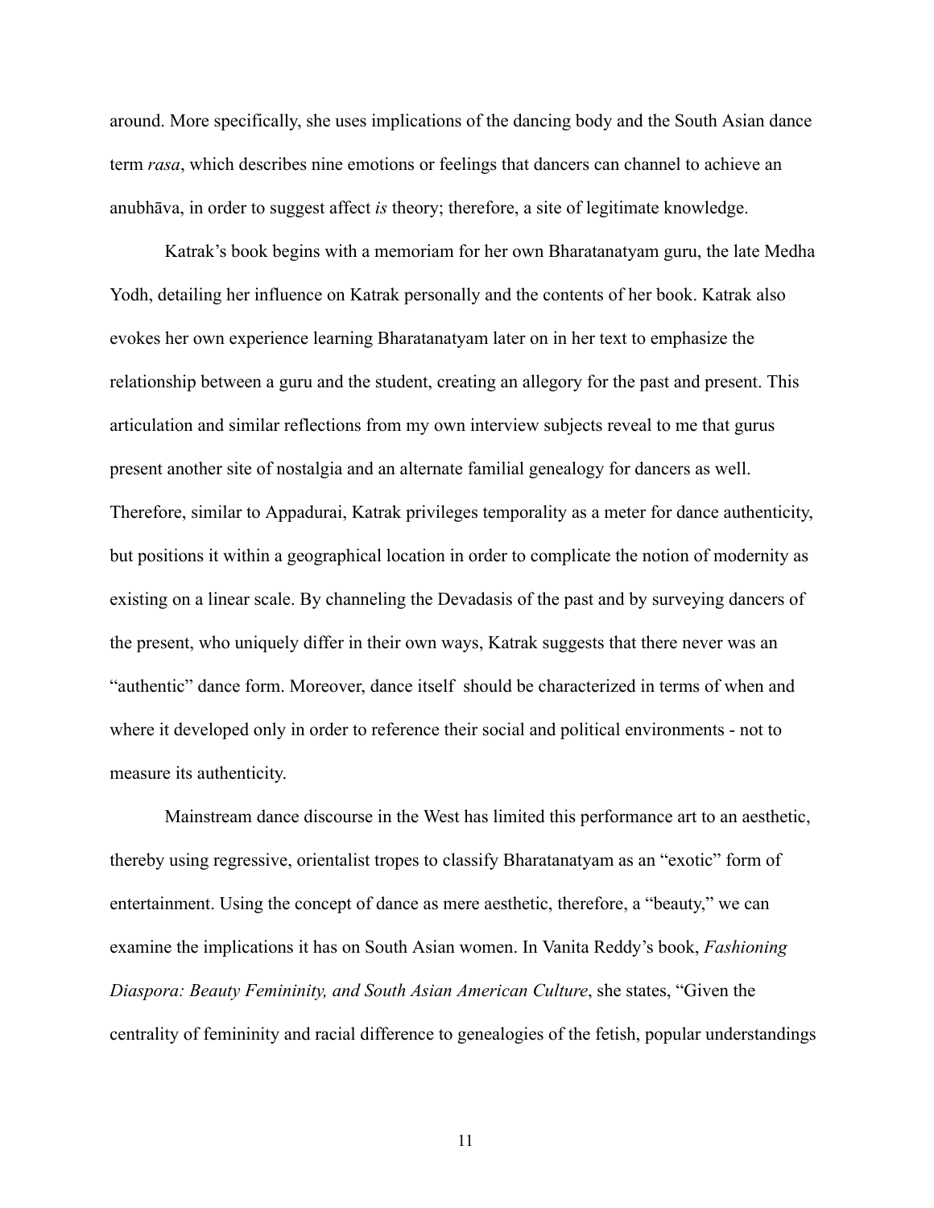around. More specifically, she uses implications of the dancing body and the South Asian dance term *rasa*, which describes nine emotions or feelings that dancers can channel to achieve an anubhāva, in order to suggest affect *is* theory; therefore, a site of legitimate knowledge.

Katrak's book begins with a memoriam for her own Bharatanatyam guru, the late Medha Yodh, detailing her influence on Katrak personally and the contents of her book. Katrak also evokes her own experience learning Bharatanatyam later on in her text to emphasize the relationship between a guru and the student, creating an allegory for the past and present. This articulation and similar reflections from my own interview subjects reveal to me that gurus present another site of nostalgia and an alternate familial genealogy for dancers as well. Therefore, similar to Appadurai, Katrak privileges temporality as a meter for dance authenticity, but positions it within a geographical location in order to complicate the notion of modernity as existing on a linear scale. By channeling the Devadasis of the past and by surveying dancers of the present, who uniquely differ in their own ways, Katrak suggests that there never was an "authentic" dance form. Moreover, dance itself should be characterized in terms of when and where it developed only in order to reference their social and political environments - not to measure its authenticity.

Mainstream dance discourse in the West has limited this performance art to an aesthetic, thereby using regressive, orientalist tropes to classify Bharatanatyam as an "exotic" form of entertainment. Using the concept of dance as mere aesthetic, therefore, a "beauty," we can examine the implications it has on South Asian women. In Vanita Reddy's book, *Fashioning Diaspora: Beauty Femininity, and South Asian American Culture*, she states, "Given the centrality of femininity and racial difference to genealogies of the fetish, popular understandings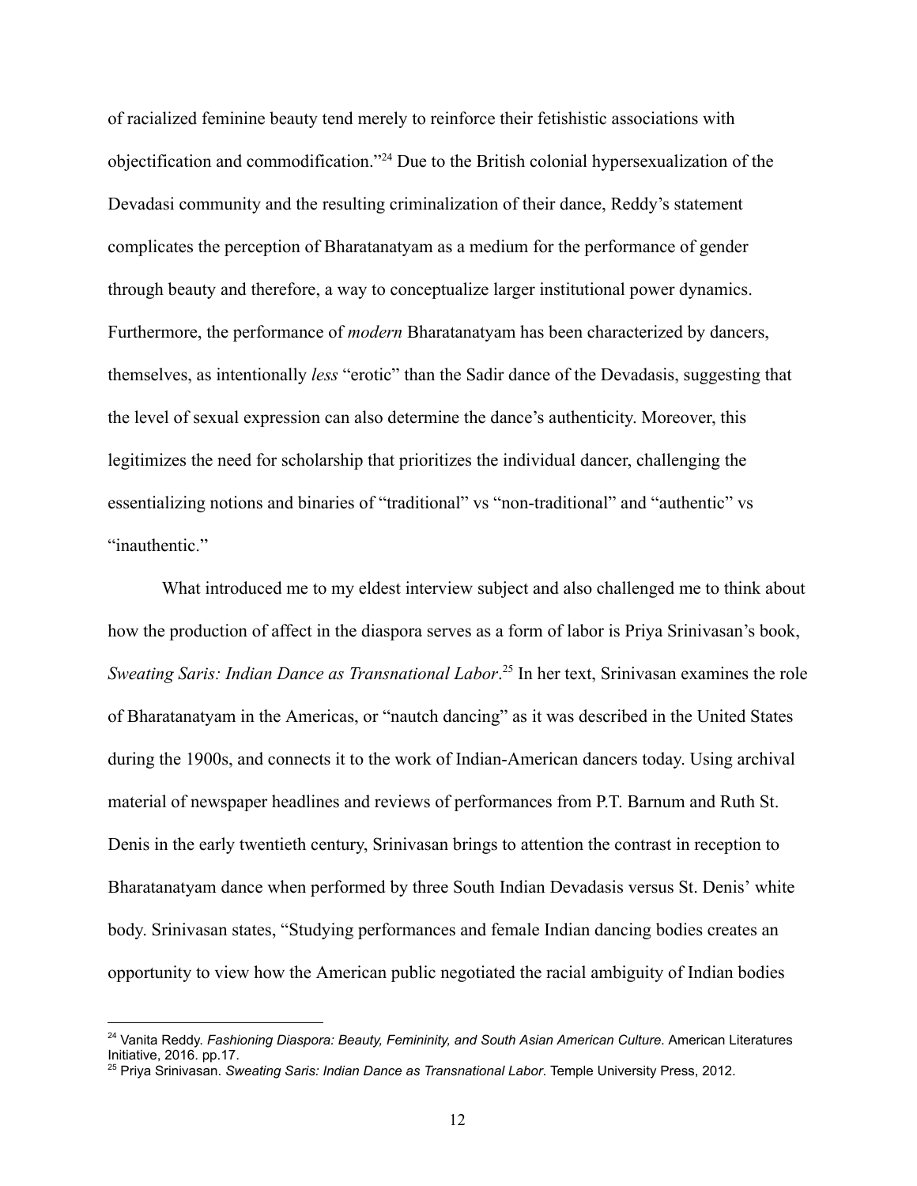of racialized feminine beauty tend merely to reinforce their fetishistic associations with objectification and commodification."[24] Due to the British colonial hypersexualization of the Devadasi community and the resulting criminalization of their dance, Reddy's statement complicates the perception of Bharatanatyam as a medium for the performance of gender through beauty and therefore, a way to conceptualize larger institutional power dynamics. Furthermore, the performance of *modern* Bharatanatyam has been characterized by dancers, themselves, as intentionally *less* "erotic" than the Sadir dance of the Devadasis, suggesting that the level of sexual expression can also determine the dance's authenticity. Moreover, this legitimizes the need for scholarship that prioritizes the individual dancer, challenging the essentializing notions and binaries of "traditional" vs "non-traditional" and "authentic" vs "inauthentic."

What introduced me to my eldest interview subject and also challenged me to think about how the production of affect in the diaspora serves as a form of labor is Priya Srinivasan's book, *Sweating Saris: Indian Dance as Transnational Labor*.[25] In her text, Srinivasan examines the role of Bharatanatyam in the Americas, or "nautch dancing" as it was described in the United States during the 1900s, and connects it to the work of Indian-American dancers today. Using archival material of newspaper headlines and reviews of performances from P.T. Barnum and Ruth St. Denis in the early twentieth century, Srinivasan brings to attention the contrast in reception to Bharatanatyam dance when performed by three South Indian Devadasis versus St. Denis' white body. Srinivasan states, "Studying performances and female Indian dancing bodies creates an opportunity to view how the American public negotiated the racial ambiguity of Indian bodies

---

[24] Vanita Reddy. *Fashioning Diaspora: Beauty, Femininity, and South Asian American Culture*. American Literatures Initiative, 2016. pp.17.

[25] Priya Srinivasan. *Sweating Saris: Indian Dance as Transnational Labor*. Temple University Press, 2012.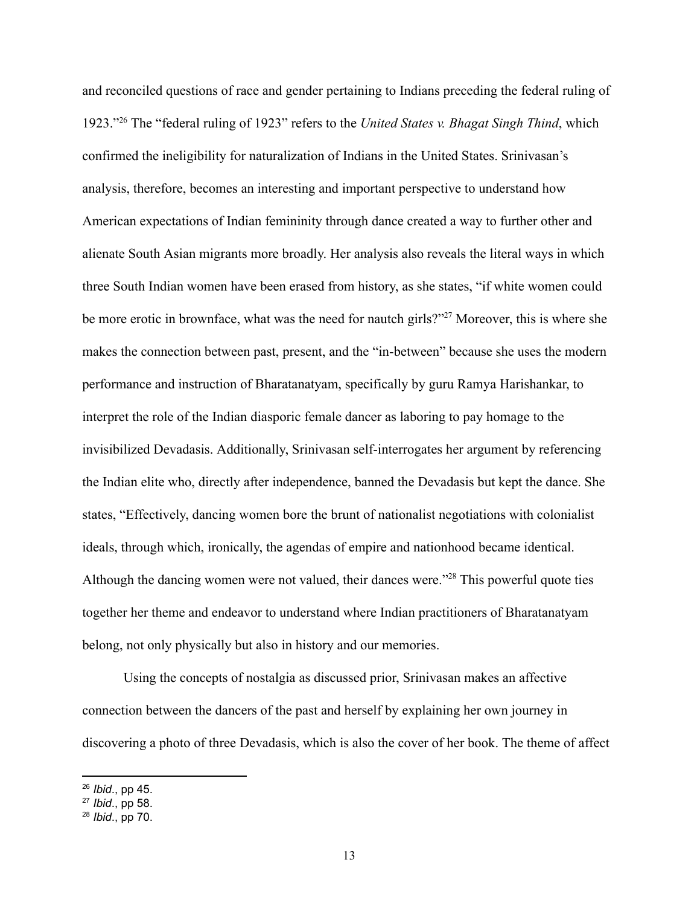and reconciled questions of race and gender pertaining to Indians preceding the federal ruling of 1923."[26] The "federal ruling of 1923" refers to the *United States v. Bhagat Singh Thind*, which confirmed the ineligibility for naturalization of Indians in the United States. Srinivasan's analysis, therefore, becomes an interesting and important perspective to understand how American expectations of Indian femininity through dance created a way to further other and alienate South Asian migrants more broadly. Her analysis also reveals the literal ways in which three South Indian women have been erased from history, as she states, "if white women could be more erotic in brownface, what was the need for nautch girls?"[27] Moreover, this is where she makes the connection between past, present, and the "in-between" because she uses the modern performance and instruction of Bharatanatyam, specifically by guru Ramya Harishankar, to interpret the role of the Indian diasporic female dancer as laboring to pay homage to the invisibilized Devadasis. Additionally, Srinivasan self-interrogates her argument by referencing the Indian elite who, directly after independence, banned the Devadasis but kept the dance. She states, "Effectively, dancing women bore the brunt of nationalist negotiations with colonialist ideals, through which, ironically, the agendas of empire and nationhood became identical. Although the dancing women were not valued, their dances were."[28] This powerful quote ties together her theme and endeavor to understand where Indian practitioners of Bharatanatyam belong, not only physically but also in history and our memories.

Using the concepts of nostalgia as discussed prior, Srinivasan makes an affective connection between the dancers of the past and herself by explaining her own journey in discovering a photo of three Devadasis, which is also the cover of her book. The theme of affect

---

[26] *Ibid*., pp 45.

[27] *Ibid*., pp 58.

[28] *Ibid*., pp 70.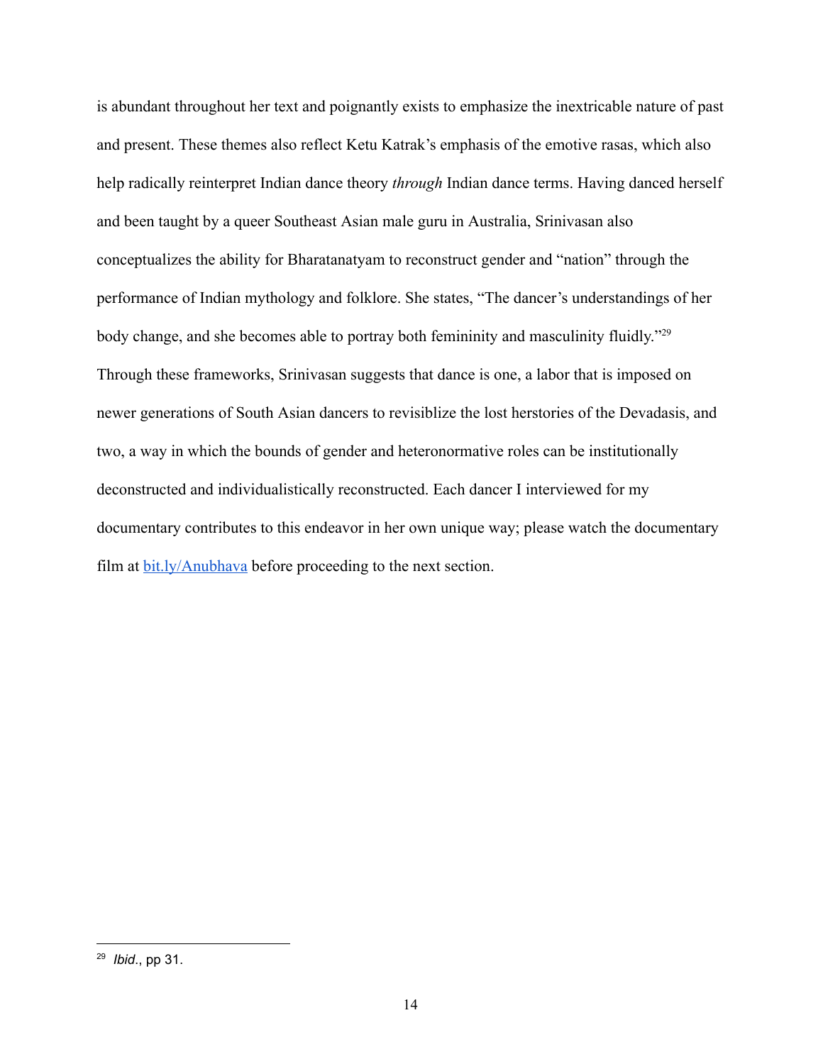is abundant throughout her text and poignantly exists to emphasize the inextricable nature of past and present. These themes also reflect Ketu Katrak's emphasis of the emotive rasas, which also help radically reinterpret Indian dance theory *through* Indian dance terms. Having danced herself and been taught by a queer Southeast Asian male guru in Australia, Srinivasan also conceptualizes the ability for Bharatanatyam to reconstruct gender and "nation" through the performance of Indian mythology and folklore. She states, "The dancer's understandings of her body change, and she becomes able to portray both femininity and masculinity fluidly."[29] Through these frameworks, Srinivasan suggests that dance is one, a labor that is imposed on newer generations of South Asian dancers to revisiblize the lost herstories of the Devadasis, and two, a way in which the bounds of gender and heteronormative roles can be institutionally deconstructed and individualistically reconstructed. Each dancer I interviewed for my documentary contributes to this endeavor in her own unique way; please watch the documentary film at [bit.ly/Anubhava](bit.ly/Anubhava) before proceeding to the next section.

---

[29] *Ibid*., pp 31.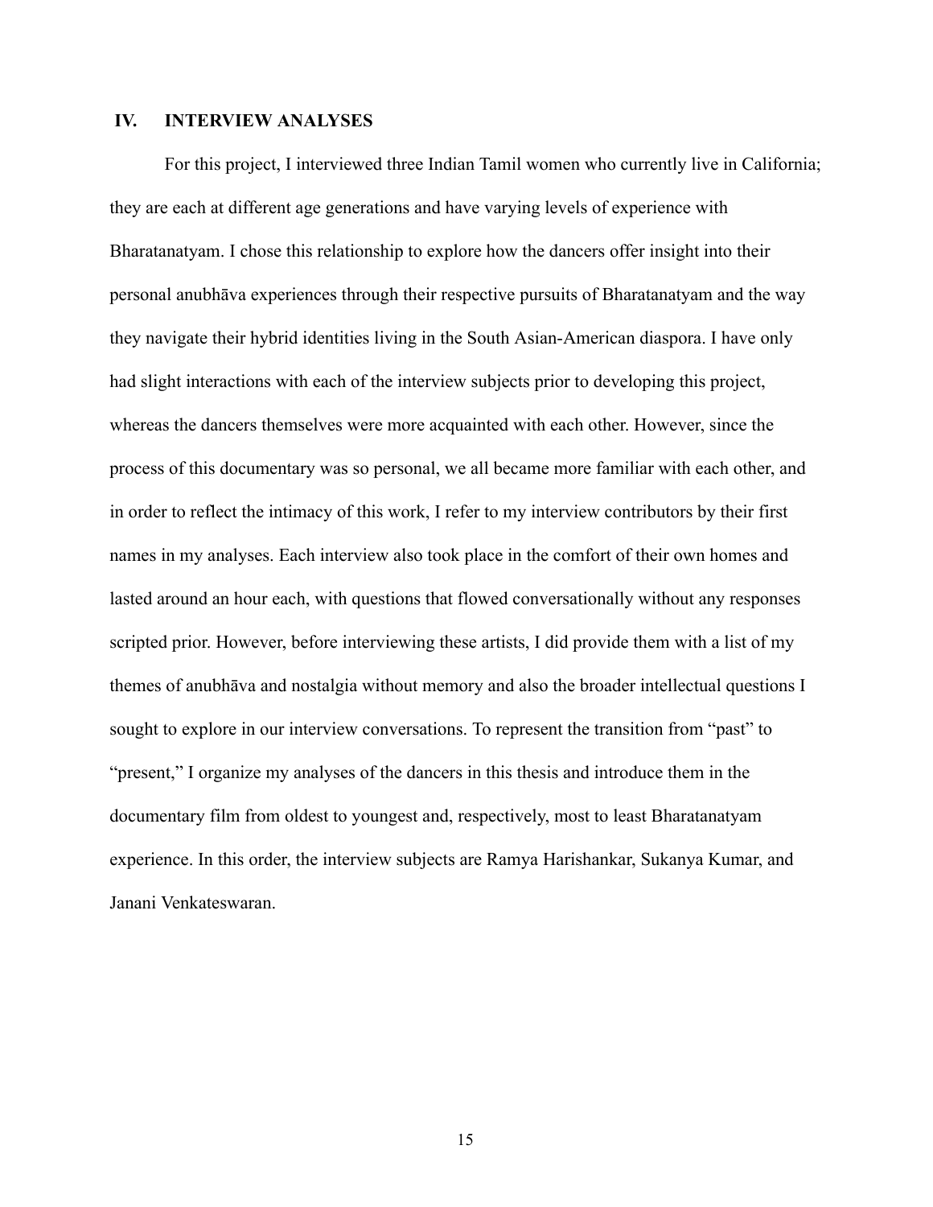## IV. INTERVIEW ANALYSES

For this project, I interviewed three Indian Tamil women who currently live in California; they are each at different age generations and have varying levels of experience with Bharatanatyam. I chose this relationship to explore how the dancers offer insight into their personal anubhāva experiences through their respective pursuits of Bharatanatyam and the way they navigate their hybrid identities living in the South Asian-American diaspora. I have only had slight interactions with each of the interview subjects prior to developing this project, whereas the dancers themselves were more acquainted with each other. However, since the process of this documentary was so personal, we all became more familiar with each other, and in order to reflect the intimacy of this work, I refer to my interview contributors by their first names in my analyses. Each interview also took place in the comfort of their own homes and lasted around an hour each, with questions that flowed conversationally without any responses scripted prior. However, before interviewing these artists, I did provide them with a list of my themes of anubhāva and nostalgia without memory and also the broader intellectual questions I sought to explore in our interview conversations. To represent the transition from "past" to "present," I organize my analyses of the dancers in this thesis and introduce them in the documentary film from oldest to youngest and, respectively, most to least Bharatanatyam experience. In this order, the interview subjects are Ramya Harishankar, Sukanya Kumar, and Janani Venkateswaran.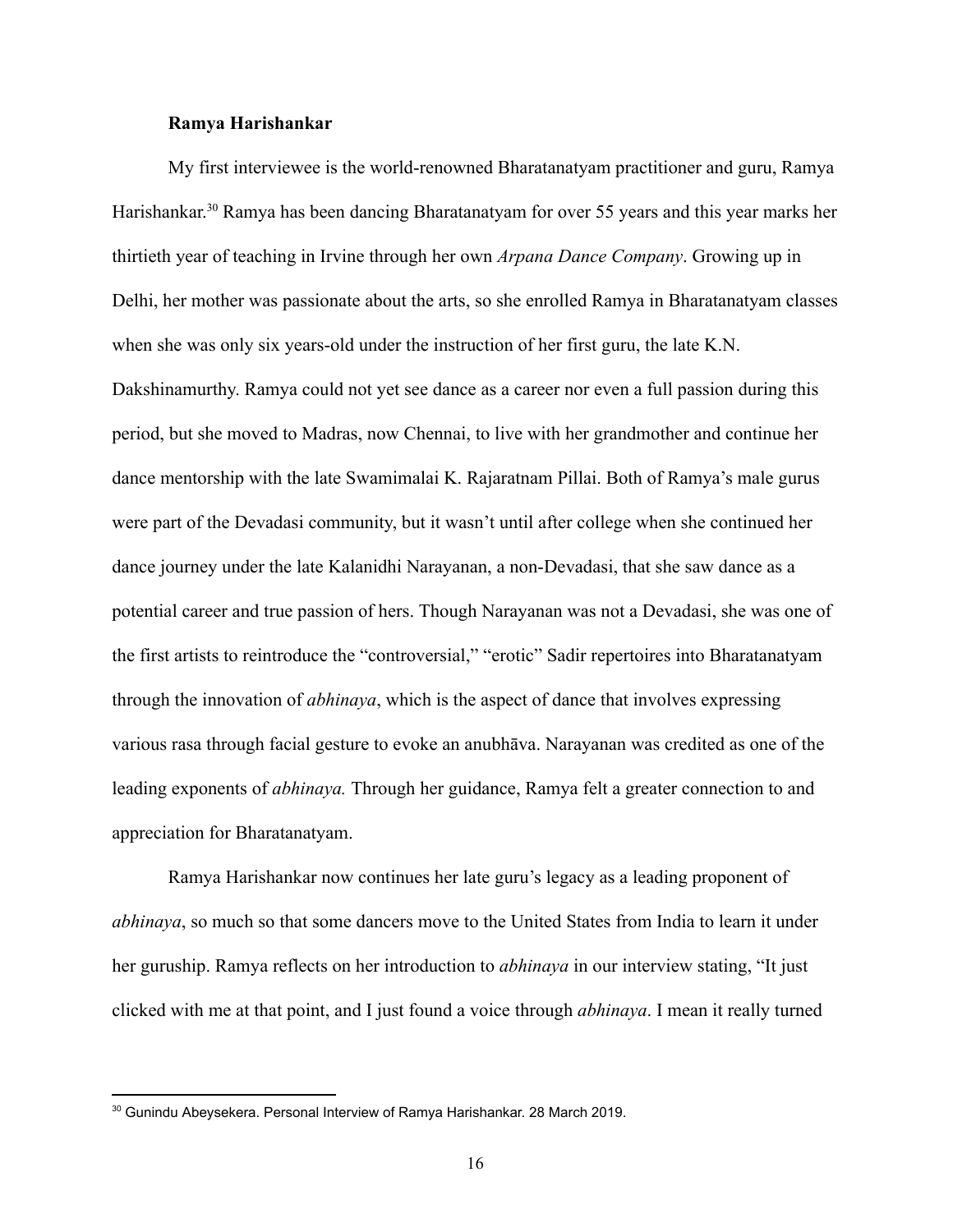**Ramya Harishankar**

My first interviewee is the world-renowned Bharatanatyam practitioner and guru, Ramya Harishankar.[30] Ramya has been dancing Bharatanatyam for over 55 years and this year marks her thirtieth year of teaching in Irvine through her own *Arpana Dance Company*. Growing up in Delhi, her mother was passionate about the arts, so she enrolled Ramya in Bharatanatyam classes when she was only six years-old under the instruction of her first guru, the late K.N. Dakshinamurthy. Ramya could not yet see dance as a career nor even a full passion during this period, but she moved to Madras, now Chennai, to live with her grandmother and continue her dance mentorship with the late Swamimalai K. Rajaratnam Pillai. Both of Ramya's male gurus were part of the Devadasi community, but it wasn't until after college when she continued her dance journey under the late Kalanidhi Narayanan, a non-Devadasi, that she saw dance as a potential career and true passion of hers. Though Narayanan was not a Devadasi, she was one of the first artists to reintroduce the "controversial," "erotic" Sadir repertoires into Bharatanatyam through the innovation of *abhinaya*, which is the aspect of dance that involves expressing various rasa through facial gesture to evoke an anubhāva. Narayanan was credited as one of the leading exponents of *abhinaya.* Through her guidance, Ramya felt a greater connection to and appreciation for Bharatanatyam.

Ramya Harishankar now continues her late guru's legacy as a leading proponent of *abhinaya*, so much so that some dancers move to the United States from India to learn it under her guruship. Ramya reflects on her introduction to *abhinaya* in our interview stating, "It just clicked with me at that point, and I just found a voice through *abhinaya*. I mean it really turned

[30] Gunindu Abeysekera. Personal Interview of Ramya Harishankar. 28 March 2019.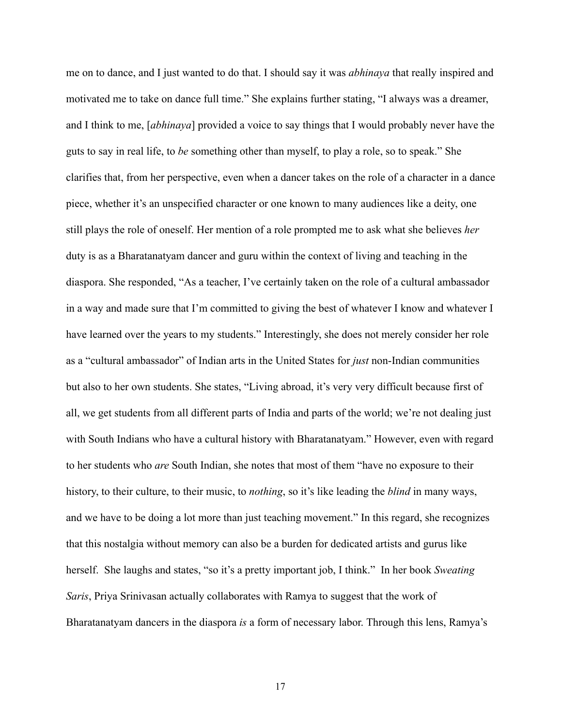me on to dance, and I just wanted to do that. I should say it was *abhinaya* that really inspired and motivated me to take on dance full time." She explains further stating, "I always was a dreamer, and I think to me, [*abhinaya*] provided a voice to say things that I would probably never have the guts to say in real life, to *be* something other than myself, to play a role, so to speak." She clarifies that, from her perspective, even when a dancer takes on the role of a character in a dance piece, whether it's an unspecified character or one known to many audiences like a deity, one still plays the role of oneself. Her mention of a role prompted me to ask what she believes *her* duty is as a Bharatanatyam dancer and guru within the context of living and teaching in the diaspora. She responded, "As a teacher, I've certainly taken on the role of a cultural ambassador in a way and made sure that I'm committed to giving the best of whatever I know and whatever I have learned over the years to my students." Interestingly, she does not merely consider her role as a "cultural ambassador" of Indian arts in the United States for *just* non-Indian communities but also to her own students. She states, "Living abroad, it's very very difficult because first of all, we get students from all different parts of India and parts of the world; we're not dealing just with South Indians who have a cultural history with Bharatanatyam." However, even with regard to her students who *are* South Indian, she notes that most of them "have no exposure to their history, to their culture, to their music, to *nothing*, so it's like leading the *blind* in many ways, and we have to be doing a lot more than just teaching movement." In this regard, she recognizes that this nostalgia without memory can also be a burden for dedicated artists and gurus like herself. She laughs and states, "so it's a pretty important job, I think." In her book *Sweating Saris*, Priya Srinivasan actually collaborates with Ramya to suggest that the work of Bharatanatyam dancers in the diaspora *is* a form of necessary labor. Through this lens, Ramya's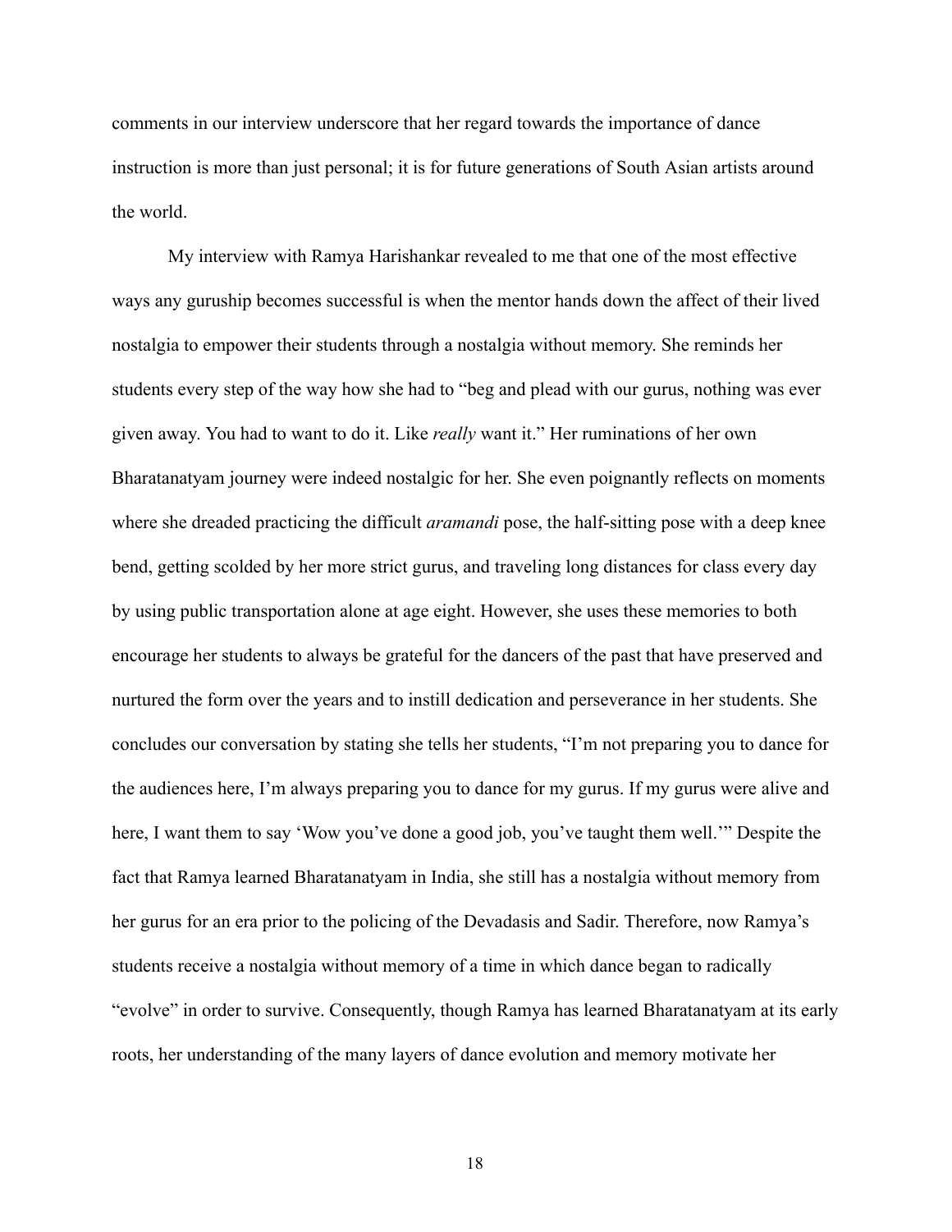comments in our interview underscore that her regard towards the importance of dance instruction is more than just personal; it is for future generations of South Asian artists around the world.

My interview with Ramya Harishankar revealed to me that one of the most effective ways any guruship becomes successful is when the mentor hands down the affect of their lived nostalgia to empower their students through a nostalgia without memory. She reminds her students every step of the way how she had to "beg and plead with our gurus, nothing was ever given away. You had to want to do it. Like *really* want it." Her ruminations of her own Bharatanatyam journey were indeed nostalgic for her. She even poignantly reflects on moments where she dreaded practicing the difficult *aramandi* pose, the half-sitting pose with a deep knee bend, getting scolded by her more strict gurus, and traveling long distances for class every day by using public transportation alone at age eight. However, she uses these memories to both encourage her students to always be grateful for the dancers of the past that have preserved and nurtured the form over the years and to instill dedication and perseverance in her students. She concludes our conversation by stating she tells her students, "I'm not preparing you to dance for the audiences here, I'm always preparing you to dance for my gurus. If my gurus were alive and here, I want them to say 'Wow you've done a good job, you've taught them well.'" Despite the fact that Ramya learned Bharatanatyam in India, she still has a nostalgia without memory from her gurus for an era prior to the policing of the Devadasis and Sadir. Therefore, now Ramya's students receive a nostalgia without memory of a time in which dance began to radically "evolve" in order to survive. Consequently, though Ramya has learned Bharatanatyam at its early roots, her understanding of the many layers of dance evolution and memory motivate her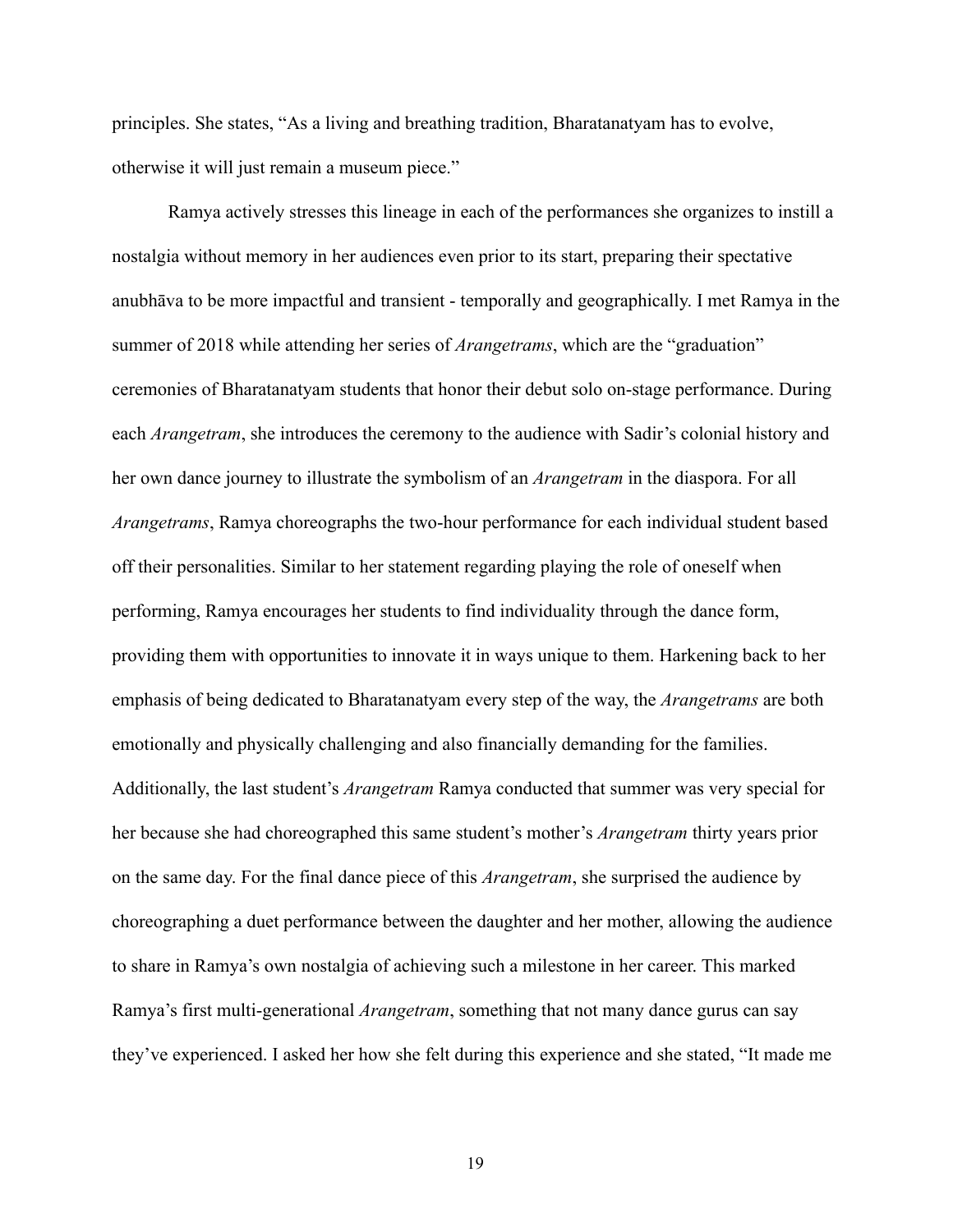principles. She states, "As a living and breathing tradition, Bharatanatyam has to evolve, otherwise it will just remain a museum piece."

Ramya actively stresses this lineage in each of the performances she organizes to instill a nostalgia without memory in her audiences even prior to its start, preparing their spectative anubhāva to be more impactful and transient - temporally and geographically. I met Ramya in the summer of 2018 while attending her series of *Arangetrams*, which are the "graduation" ceremonies of Bharatanatyam students that honor their debut solo on-stage performance. During each *Arangetram*, she introduces the ceremony to the audience with Sadir's colonial history and her own dance journey to illustrate the symbolism of an *Arangetram* in the diaspora. For all *Arangetrams*, Ramya choreographs the two-hour performance for each individual student based off their personalities. Similar to her statement regarding playing the role of oneself when performing, Ramya encourages her students to find individuality through the dance form, providing them with opportunities to innovate it in ways unique to them. Harkening back to her emphasis of being dedicated to Bharatanatyam every step of the way, the *Arangetrams* are both emotionally and physically challenging and also financially demanding for the families. Additionally, the last student's *Arangetram* Ramya conducted that summer was very special for her because she had choreographed this same student's mother's *Arangetram* thirty years prior on the same day. For the final dance piece of this *Arangetram*, she surprised the audience by choreographing a duet performance between the daughter and her mother, allowing the audience to share in Ramya's own nostalgia of achieving such a milestone in her career. This marked Ramya's first multi-generational *Arangetram*, something that not many dance gurus can say they've experienced. I asked her how she felt during this experience and she stated, "It made me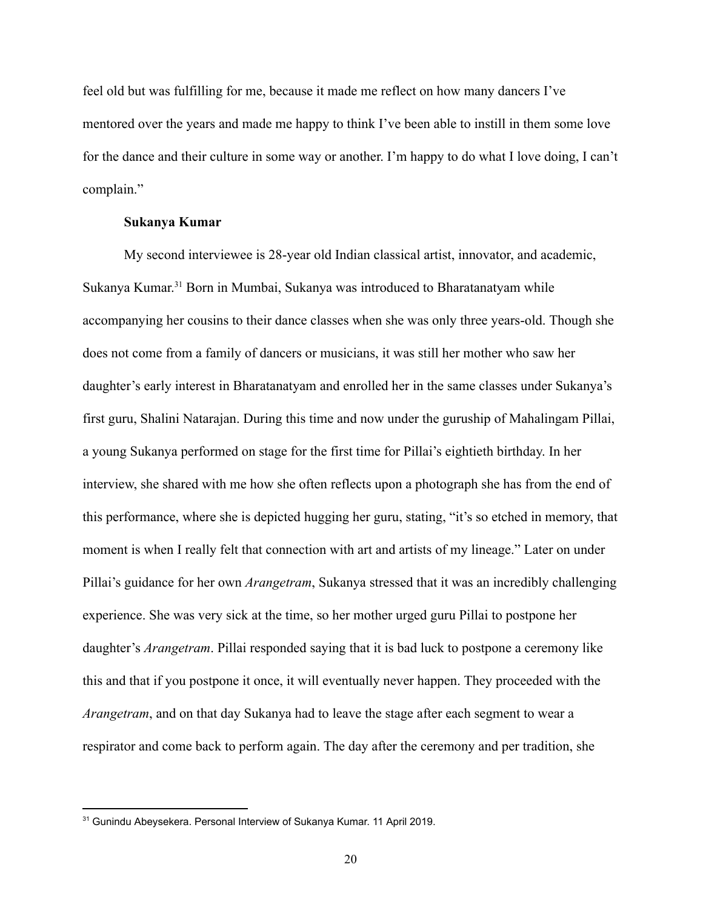feel old but was fulfilling for me, because it made me reflect on how many dancers I've mentored over the years and made me happy to think I've been able to instill in them some love for the dance and their culture in some way or another. I'm happy to do what I love doing, I can't complain."

**Sukanya Kumar**

My second interviewee is 28-year old Indian classical artist, innovator, and academic, Sukanya Kumar.[31] Born in Mumbai, Sukanya was introduced to Bharatanatyam while accompanying her cousins to their dance classes when she was only three years-old. Though she does not come from a family of dancers or musicians, it was still her mother who saw her daughter's early interest in Bharatanatyam and enrolled her in the same classes under Sukanya's first guru, Shalini Natarajan. During this time and now under the guruship of Mahalingam Pillai, a young Sukanya performed on stage for the first time for Pillai's eightieth birthday. In her interview, she shared with me how she often reflects upon a photograph she has from the end of this performance, where she is depicted hugging her guru, stating, "it's so etched in memory, that moment is when I really felt that connection with art and artists of my lineage." Later on under Pillai's guidance for her own *Arangetram*, Sukanya stressed that it was an incredibly challenging experience. She was very sick at the time, so her mother urged guru Pillai to postpone her daughter's *Arangetram*. Pillai responded saying that it is bad luck to postpone a ceremony like this and that if you postpone it once, it will eventually never happen. They proceeded with the *Arangetram*, and on that day Sukanya had to leave the stage after each segment to wear a respirator and come back to perform again. The day after the ceremony and per tradition, she

---

[31] Gunindu Abeysekera. Personal Interview of Sukanya Kumar. 11 April 2019.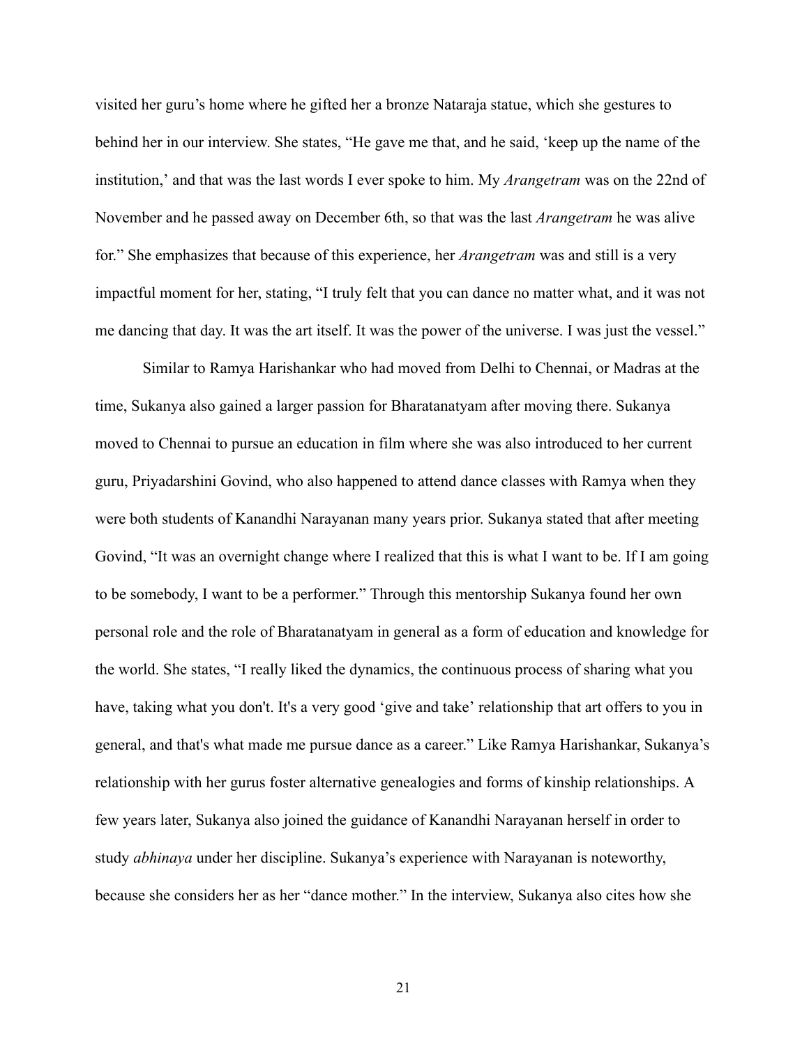visited her guru's home where he gifted her a bronze Nataraja statue, which she gestures to behind her in our interview. She states, "He gave me that, and he said, 'keep up the name of the institution,' and that was the last words I ever spoke to him. My *Arangetram* was on the 22nd of November and he passed away on December 6th, so that was the last *Arangetram* he was alive for." She emphasizes that because of this experience, her *Arangetram* was and still is a very impactful moment for her, stating, "I truly felt that you can dance no matter what, and it was not me dancing that day. It was the art itself. It was the power of the universe. I was just the vessel."

Similar to Ramya Harishankar who had moved from Delhi to Chennai, or Madras at the time, Sukanya also gained a larger passion for Bharatanatyam after moving there. Sukanya moved to Chennai to pursue an education in film where she was also introduced to her current guru, Priyadarshini Govind, who also happened to attend dance classes with Ramya when they were both students of Kanandhi Narayanan many years prior. Sukanya stated that after meeting Govind, "It was an overnight change where I realized that this is what I want to be. If I am going to be somebody, I want to be a performer." Through this mentorship Sukanya found her own personal role and the role of Bharatanatyam in general as a form of education and knowledge for the world. She states, "I really liked the dynamics, the continuous process of sharing what you have, taking what you don't. It's a very good 'give and take' relationship that art offers to you in general, and that's what made me pursue dance as a career." Like Ramya Harishankar, Sukanya's relationship with her gurus foster alternative genealogies and forms of kinship relationships. A few years later, Sukanya also joined the guidance of Kanandhi Narayanan herself in order to study *abhinaya* under her discipline. Sukanya's experience with Narayanan is noteworthy, because she considers her as her "dance mother." In the interview, Sukanya also cites how she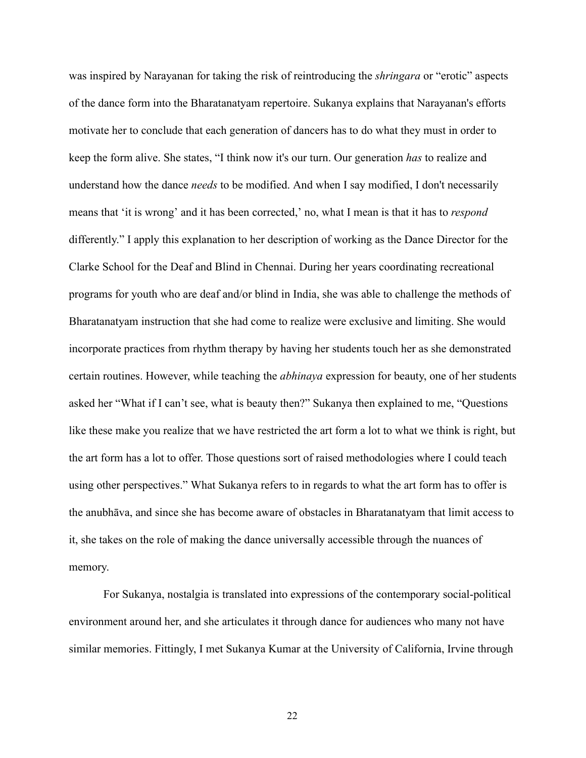was inspired by Narayanan for taking the risk of reintroducing the *shringara* or "erotic" aspects of the dance form into the Bharatanatyam repertoire. Sukanya explains that Narayanan's efforts motivate her to conclude that each generation of dancers has to do what they must in order to keep the form alive. She states, "I think now it's our turn. Our generation *has* to realize and understand how the dance *needs* to be modified. And when I say modified, I don't necessarily means that 'it is wrong' and it has been corrected,' no, what I mean is that it has to *respond* differently." I apply this explanation to her description of working as the Dance Director for the Clarke School for the Deaf and Blind in Chennai. During her years coordinating recreational programs for youth who are deaf and/or blind in India, she was able to challenge the methods of Bharatanatyam instruction that she had come to realize were exclusive and limiting. She would incorporate practices from rhythm therapy by having her students touch her as she demonstrated certain routines. However, while teaching the *abhinaya* expression for beauty, one of her students asked her "What if I can't see, what is beauty then?" Sukanya then explained to me, "Questions like these make you realize that we have restricted the art form a lot to what we think is right, but the art form has a lot to offer. Those questions sort of raised methodologies where I could teach using other perspectives." What Sukanya refers to in regards to what the art form has to offer is the anubhāva, and since she has become aware of obstacles in Bharatanatyam that limit access to it, she takes on the role of making the dance universally accessible through the nuances of memory.

For Sukanya, nostalgia is translated into expressions of the contemporary social-political environment around her, and she articulates it through dance for audiences who many not have similar memories. Fittingly, I met Sukanya Kumar at the University of California, Irvine through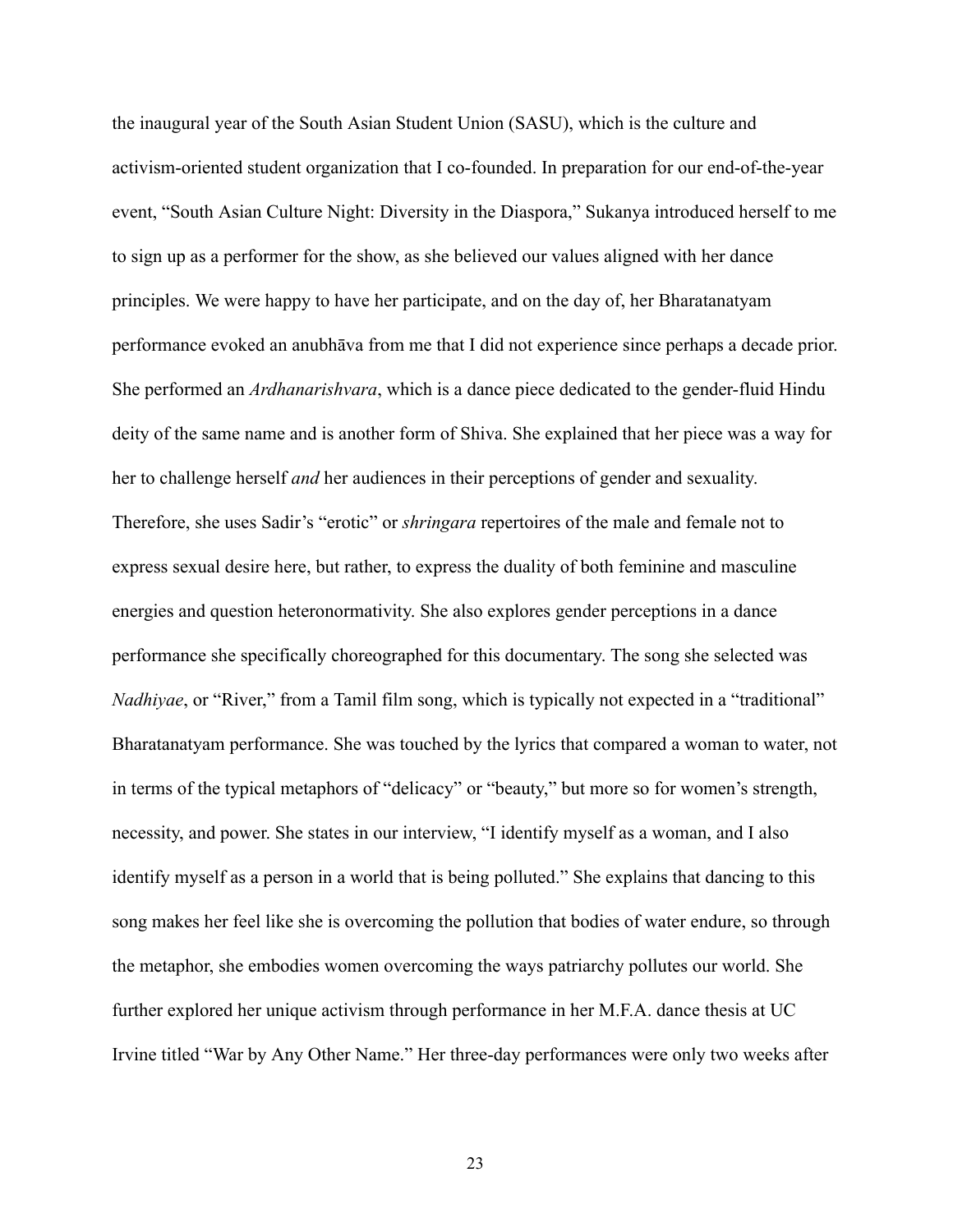the inaugural year of the South Asian Student Union (SASU), which is the culture and activism-oriented student organization that I co-founded. In preparation for our end-of-the-year event, "South Asian Culture Night: Diversity in the Diaspora," Sukanya introduced herself to me to sign up as a performer for the show, as she believed our values aligned with her dance principles. We were happy to have her participate, and on the day of, her Bharatanatyam performance evoked an anubhāva from me that I did not experience since perhaps a decade prior. She performed an *Ardhanarishvara*, which is a dance piece dedicated to the gender-fluid Hindu deity of the same name and is another form of Shiva. She explained that her piece was a way for her to challenge herself *and* her audiences in their perceptions of gender and sexuality. Therefore, she uses Sadir's "erotic" or *shringara* repertoires of the male and female not to express sexual desire here, but rather, to express the duality of both feminine and masculine energies and question heteronormativity. She also explores gender perceptions in a dance performance she specifically choreographed for this documentary. The song she selected was *Nadhiyae*, or "River," from a Tamil film song, which is typically not expected in a "traditional" Bharatanatyam performance. She was touched by the lyrics that compared a woman to water, not in terms of the typical metaphors of "delicacy" or "beauty," but more so for women's strength, necessity, and power. She states in our interview, "I identify myself as a woman, and I also identify myself as a person in a world that is being polluted." She explains that dancing to this song makes her feel like she is overcoming the pollution that bodies of water endure, so through the metaphor, she embodies women overcoming the ways patriarchy pollutes our world. She further explored her unique activism through performance in her M.F.A. dance thesis at UC Irvine titled "War by Any Other Name." Her three-day performances were only two weeks after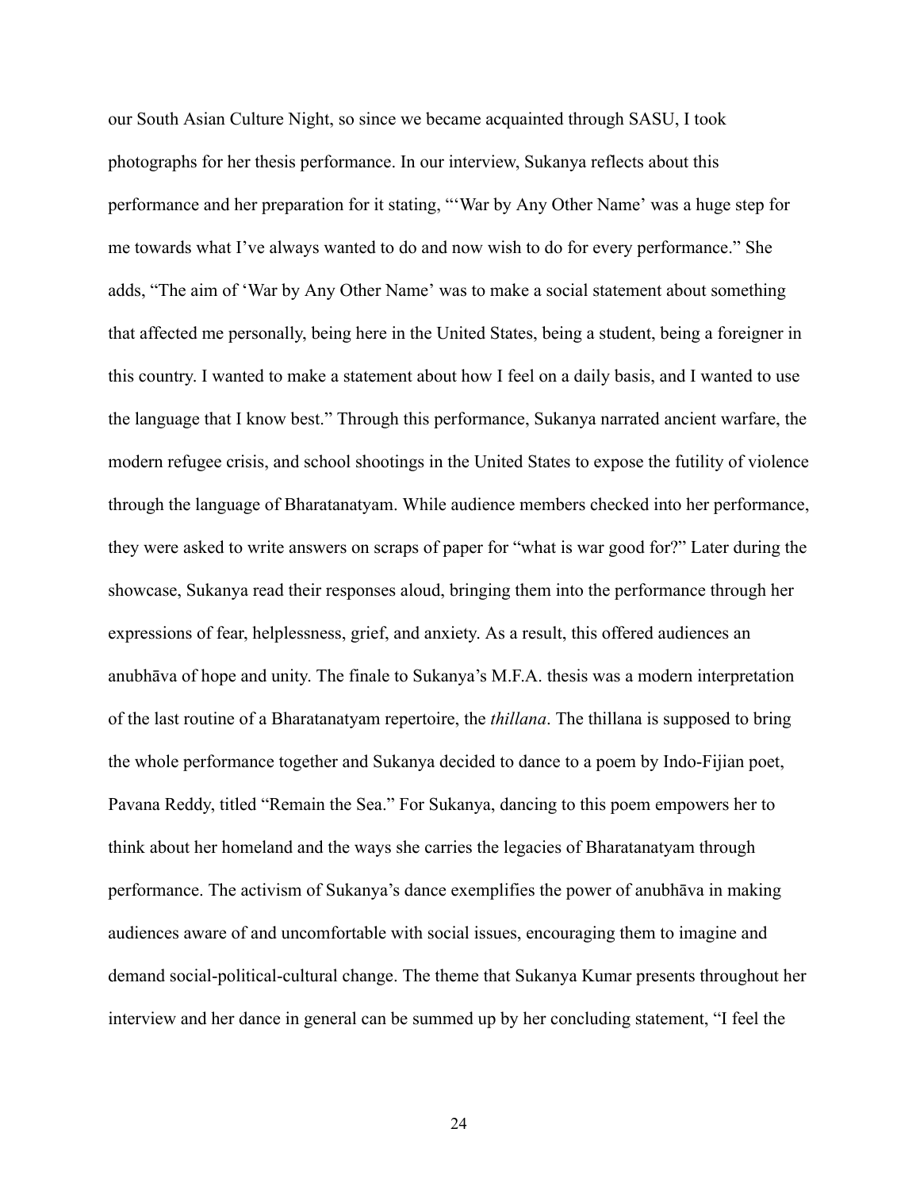our South Asian Culture Night, so since we became acquainted through SASU, I took photographs for her thesis performance. In our interview, Sukanya reflects about this performance and her preparation for it stating, "'War by Any Other Name' was a huge step for me towards what I've always wanted to do and now wish to do for every performance." She adds, "The aim of 'War by Any Other Name' was to make a social statement about something that affected me personally, being here in the United States, being a student, being a foreigner in this country. I wanted to make a statement about how I feel on a daily basis, and I wanted to use the language that I know best." Through this performance, Sukanya narrated ancient warfare, the modern refugee crisis, and school shootings in the United States to expose the futility of violence through the language of Bharatanatyam. While audience members checked into her performance, they were asked to write answers on scraps of paper for "what is war good for?" Later during the showcase, Sukanya read their responses aloud, bringing them into the performance through her expressions of fear, helplessness, grief, and anxiety. As a result, this offered audiences an anubhāva of hope and unity. The finale to Sukanya's M.F.A. thesis was a modern interpretation of the last routine of a Bharatanatyam repertoire, the *thillana*. The thillana is supposed to bring the whole performance together and Sukanya decided to dance to a poem by Indo-Fijian poet, Pavana Reddy, titled "Remain the Sea." For Sukanya, dancing to this poem empowers her to think about her homeland and the ways she carries the legacies of Bharatanatyam through performance. The activism of Sukanya's dance exemplifies the power of anubhāva in making audiences aware of and uncomfortable with social issues, encouraging them to imagine and demand social-political-cultural change. The theme that Sukanya Kumar presents throughout her interview and her dance in general can be summed up by her concluding statement, "I feel the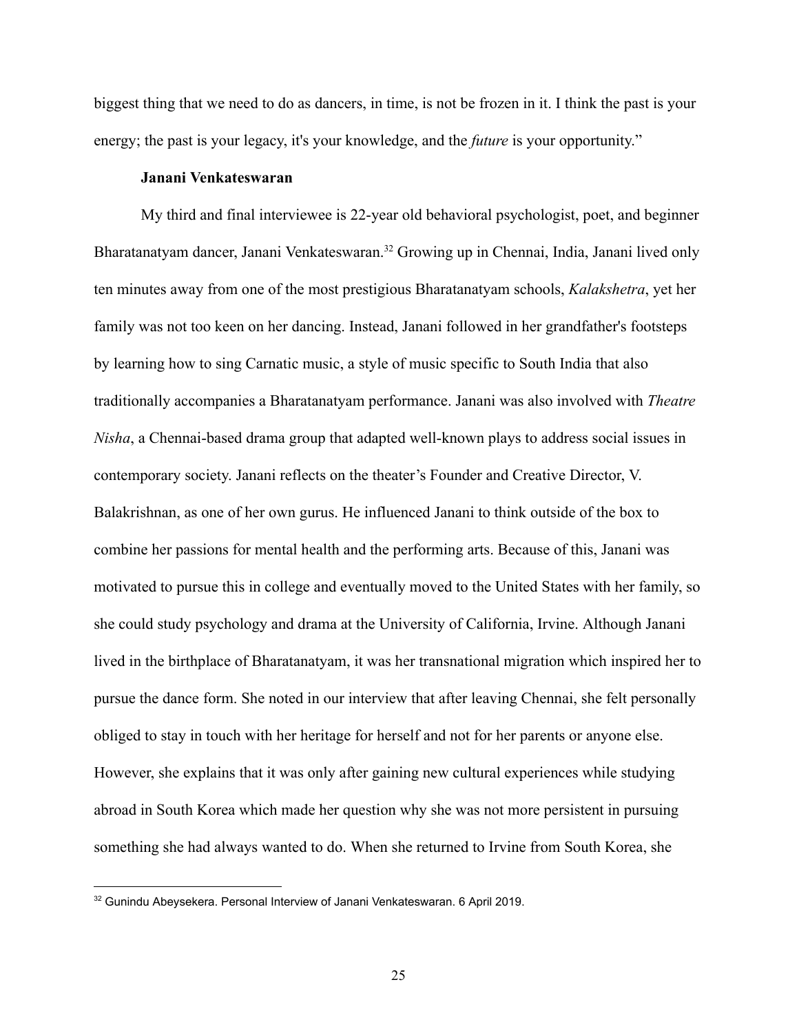biggest thing that we need to do as dancers, in time, is not be frozen in it. I think the past is your energy; the past is your legacy, it's your knowledge, and the *future* is your opportunity."

**Janani Venkateswaran**

My third and final interviewee is 22-year old behavioral psychologist, poet, and beginner Bharatanatyam dancer, Janani Venkateswaran.[32] Growing up in Chennai, India, Janani lived only ten minutes away from one of the most prestigious Bharatanatyam schools, *Kalakshetra*, yet her family was not too keen on her dancing. Instead, Janani followed in her grandfather's footsteps by learning how to sing Carnatic music, a style of music specific to South India that also traditionally accompanies a Bharatanatyam performance. Janani was also involved with *Theatre Nisha*, a Chennai-based drama group that adapted well-known plays to address social issues in contemporary society. Janani reflects on the theater's Founder and Creative Director, V. Balakrishnan, as one of her own gurus. He influenced Janani to think outside of the box to combine her passions for mental health and the performing arts. Because of this, Janani was motivated to pursue this in college and eventually moved to the United States with her family, so she could study psychology and drama at the University of California, Irvine. Although Janani lived in the birthplace of Bharatanatyam, it was her transnational migration which inspired her to pursue the dance form. She noted in our interview that after leaving Chennai, she felt personally obliged to stay in touch with her heritage for herself and not for her parents or anyone else. However, she explains that it was only after gaining new cultural experiences while studying abroad in South Korea which made her question why she was not more persistent in pursuing something she had always wanted to do. When she returned to Irvine from South Korea, she

---

[32] Gunindu Abeysekera. Personal Interview of Janani Venkateswaran. 6 April 2019.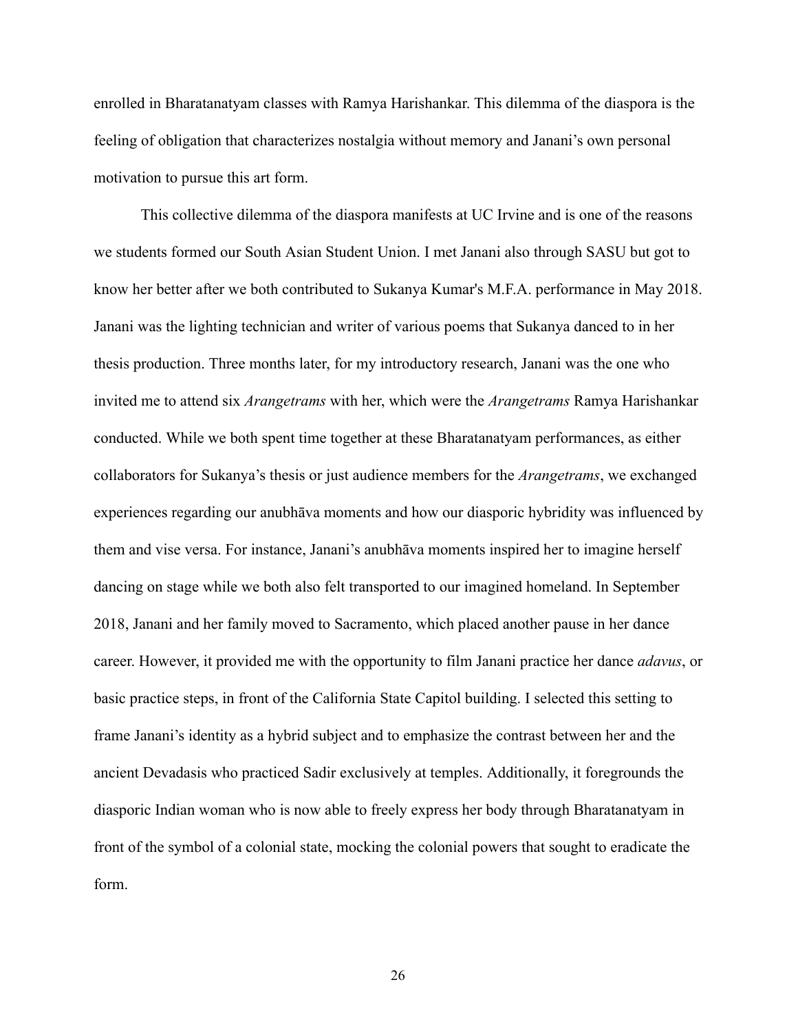enrolled in Bharatanatyam classes with Ramya Harishankar. This dilemma of the diaspora is the feeling of obligation that characterizes nostalgia without memory and Janani's own personal motivation to pursue this art form.

This collective dilemma of the diaspora manifests at UC Irvine and is one of the reasons we students formed our South Asian Student Union. I met Janani also through SASU but got to know her better after we both contributed to Sukanya Kumar's M.F.A. performance in May 2018. Janani was the lighting technician and writer of various poems that Sukanya danced to in her thesis production. Three months later, for my introductory research, Janani was the one who invited me to attend six *Arangetrams* with her, which were the *Arangetrams* Ramya Harishankar conducted. While we both spent time together at these Bharatanatyam performances, as either collaborators for Sukanya's thesis or just audience members for the *Arangetrams*, we exchanged experiences regarding our anubhāva moments and how our diasporic hybridity was influenced by them and vise versa. For instance, Janani's anubhāva moments inspired her to imagine herself dancing on stage while we both also felt transported to our imagined homeland. In September 2018, Janani and her family moved to Sacramento, which placed another pause in her dance career. However, it provided me with the opportunity to film Janani practice her dance *adavus*, or basic practice steps, in front of the California State Capitol building. I selected this setting to frame Janani's identity as a hybrid subject and to emphasize the contrast between her and the ancient Devadasis who practiced Sadir exclusively at temples. Additionally, it foregrounds the diasporic Indian woman who is now able to freely express her body through Bharatanatyam in front of the symbol of a colonial state, mocking the colonial powers that sought to eradicate the form.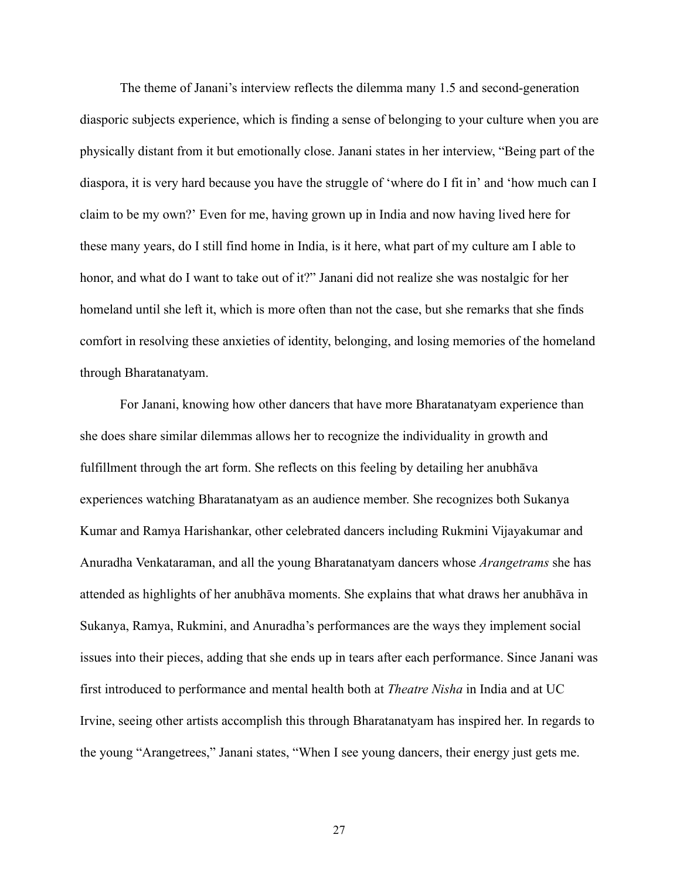The theme of Janani's interview reflects the dilemma many 1.5 and second-generation diasporic subjects experience, which is finding a sense of belonging to your culture when you are physically distant from it but emotionally close. Janani states in her interview, "Being part of the diaspora, it is very hard because you have the struggle of 'where do I fit in' and 'how much can I claim to be my own?' Even for me, having grown up in India and now having lived here for these many years, do I still find home in India, is it here, what part of my culture am I able to honor, and what do I want to take out of it?" Janani did not realize she was nostalgic for her homeland until she left it, which is more often than not the case, but she remarks that she finds comfort in resolving these anxieties of identity, belonging, and losing memories of the homeland through Bharatanatyam.

For Janani, knowing how other dancers that have more Bharatanatyam experience than she does share similar dilemmas allows her to recognize the individuality in growth and fulfillment through the art form. She reflects on this feeling by detailing her anubhāva experiences watching Bharatanatyam as an audience member. She recognizes both Sukanya Kumar and Ramya Harishankar, other celebrated dancers including Rukmini Vijayakumar and Anuradha Venkataraman, and all the young Bharatanatyam dancers whose *Arangetrams* she has attended as highlights of her anubhāva moments. She explains that what draws her anubhāva in Sukanya, Ramya, Rukmini, and Anuradha's performances are the ways they implement social issues into their pieces, adding that she ends up in tears after each performance. Since Janani was first introduced to performance and mental health both at *Theatre Nisha* in India and at UC Irvine, seeing other artists accomplish this through Bharatanatyam has inspired her. In regards to the young "Arangetrees," Janani states, "When I see young dancers, their energy just gets me.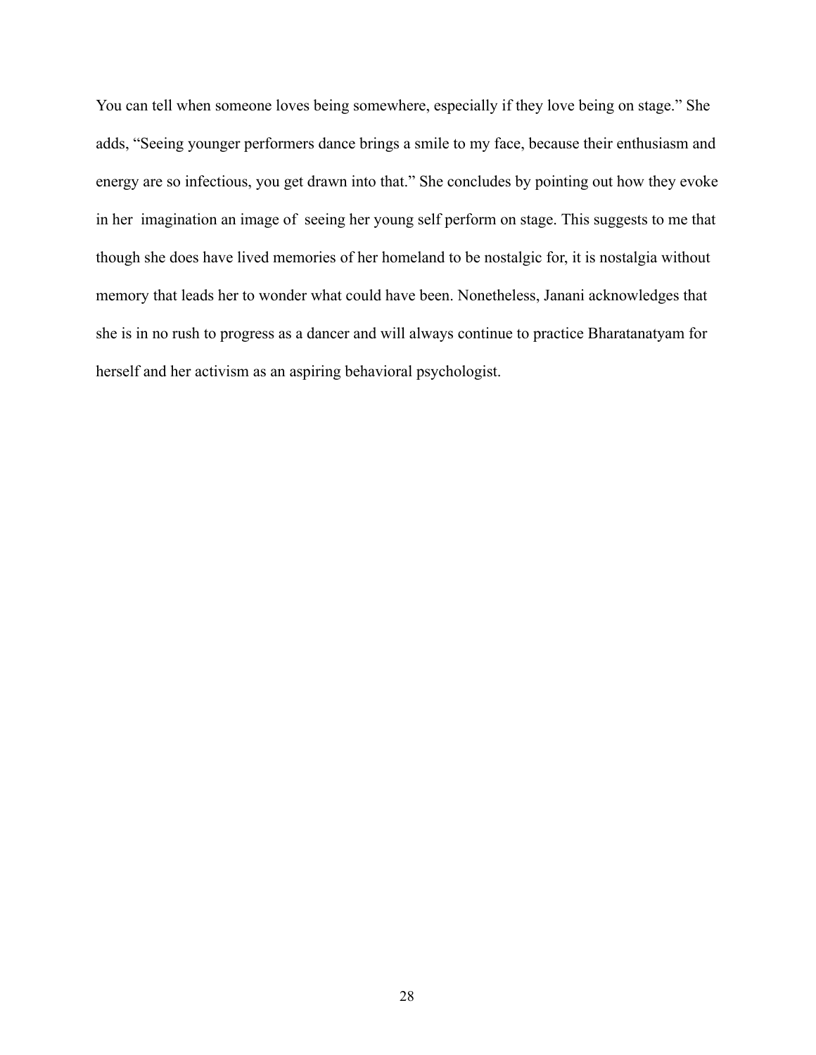You can tell when someone loves being somewhere, especially if they love being on stage." She adds, "Seeing younger performers dance brings a smile to my face, because their enthusiasm and energy are so infectious, you get drawn into that." She concludes by pointing out how they evoke in her imagination an image of seeing her young self perform on stage. This suggests to me that though she does have lived memories of her homeland to be nostalgic for, it is nostalgia without memory that leads her to wonder what could have been. Nonetheless, Janani acknowledges that she is in no rush to progress as a dancer and will always continue to practice Bharatanatyam for herself and her activism as an aspiring behavioral psychologist.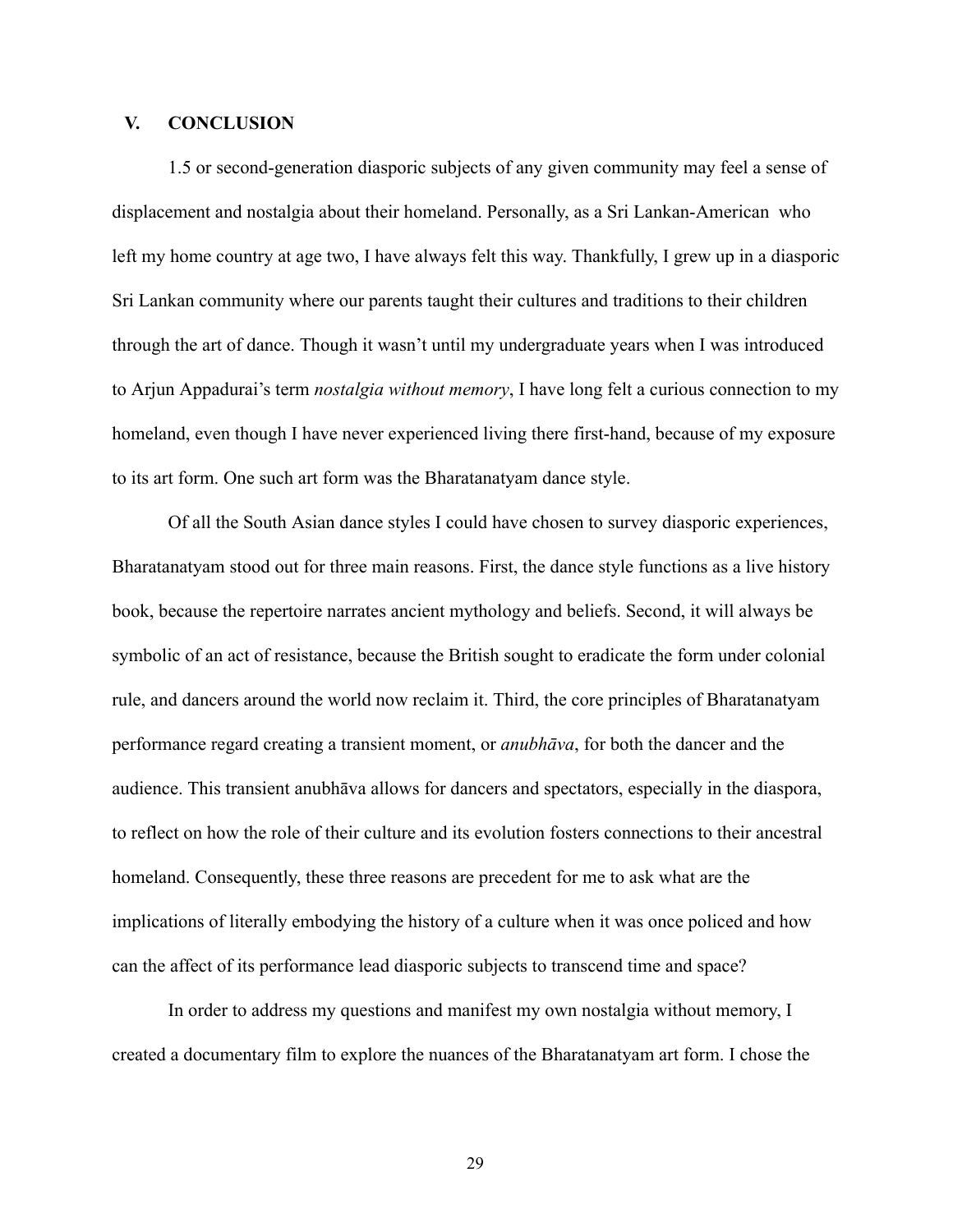## V. CONCLUSION

1.5 or second-generation diasporic subjects of any given community may feel a sense of displacement and nostalgia about their homeland. Personally, as a Sri Lankan-American who left my home country at age two, I have always felt this way. Thankfully, I grew up in a diasporic Sri Lankan community where our parents taught their cultures and traditions to their children through the art of dance. Though it wasn't until my undergraduate years when I was introduced to Arjun Appadurai's term *nostalgia without memory*, I have long felt a curious connection to my homeland, even though I have never experienced living there first-hand, because of my exposure to its art form. One such art form was the Bharatanatyam dance style.

Of all the South Asian dance styles I could have chosen to survey diasporic experiences, Bharatanatyam stood out for three main reasons. First, the dance style functions as a live history book, because the repertoire narrates ancient mythology and beliefs. Second, it will always be symbolic of an act of resistance, because the British sought to eradicate the form under colonial rule, and dancers around the world now reclaim it. Third, the core principles of Bharatanatyam performance regard creating a transient moment, or *anubhāva*, for both the dancer and the audience. This transient anubhāva allows for dancers and spectators, especially in the diaspora, to reflect on how the role of their culture and its evolution fosters connections to their ancestral homeland. Consequently, these three reasons are precedent for me to ask what are the implications of literally embodying the history of a culture when it was once policed and how can the affect of its performance lead diasporic subjects to transcend time and space?

In order to address my questions and manifest my own nostalgia without memory, I created a documentary film to explore the nuances of the Bharatanatyam art form. I chose the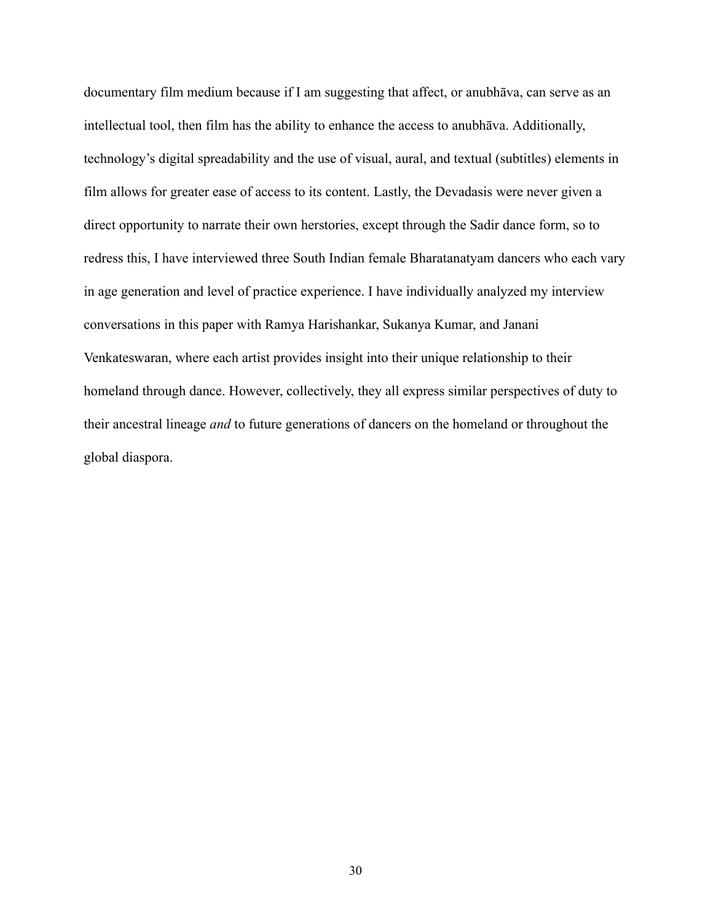documentary film medium because if I am suggesting that affect, or anubhāva, can serve as an intellectual tool, then film has the ability to enhance the access to anubhāva. Additionally, technology's digital spreadability and the use of visual, aural, and textual (subtitles) elements in film allows for greater ease of access to its content. Lastly, the Devadasis were never given a direct opportunity to narrate their own herstories, except through the Sadir dance form, so to redress this, I have interviewed three South Indian female Bharatanatyam dancers who each vary in age generation and level of practice experience. I have individually analyzed my interview conversations in this paper with Ramya Harishankar, Sukanya Kumar, and Janani Venkateswaran, where each artist provides insight into their unique relationship to their homeland through dance. However, collectively, they all express similar perspectives of duty to their ancestral lineage *and* to future generations of dancers on the homeland or throughout the global diaspora.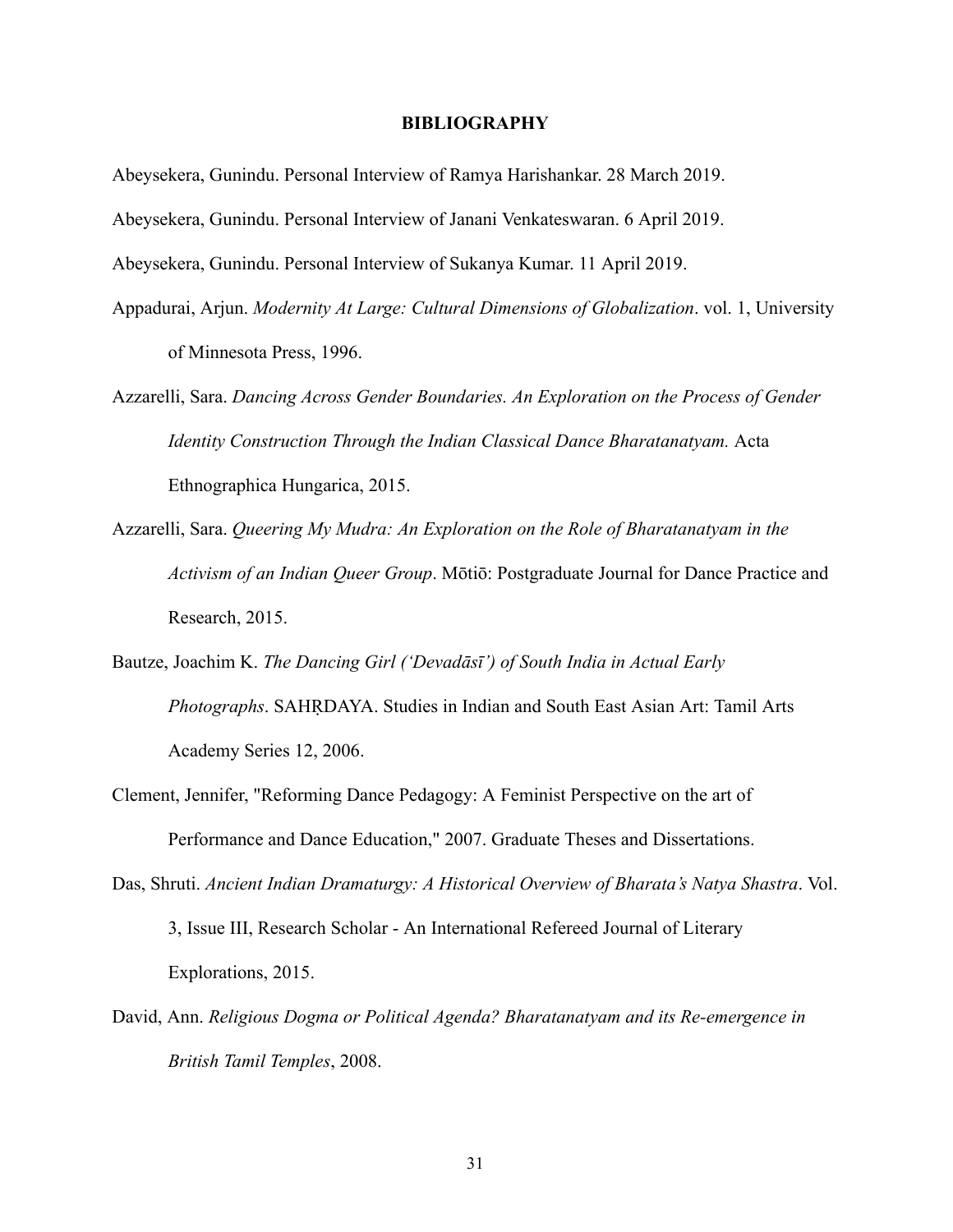# BIBLIOGRAPHY

Abeysekera, Gunindu. Personal Interview of Ramya Harishankar. 28 March 2019.

Abeysekera, Gunindu. Personal Interview of Janani Venkateswaran. 6 April 2019.

Abeysekera, Gunindu. Personal Interview of Sukanya Kumar. 11 April 2019.

Appadurai, Arjun. *Modernity At Large: Cultural Dimensions of Globalization*. vol. 1, University of Minnesota Press, 1996.

Azzarelli, Sara. *Dancing Across Gender Boundaries. An Exploration on the Process of Gender Identity Construction Through the Indian Classical Dance Bharatanatyam.* Acta Ethnographica Hungarica, 2015.

Azzarelli, Sara. *Queering My Mudra: An Exploration on the Role of Bharatanatyam in the Activism of an Indian Queer Group*. Mōtiō: Postgraduate Journal for Dance Practice and Research, 2015.

Bautze, Joachim K. *The Dancing Girl ('Devadāsī') of South India in Actual Early Photographs*. SAHṚDAYA. Studies in Indian and South East Asian Art: Tamil Arts Academy Series 12, 2006.

Clement, Jennifer, "Reforming Dance Pedagogy: A Feminist Perspective on the art of Performance and Dance Education," 2007. Graduate Theses and Dissertations.

Das, Shruti. *Ancient Indian Dramaturgy: A Historical Overview of Bharata's Natya Shastra*. Vol. 3, Issue III, Research Scholar - An International Refereed Journal of Literary Explorations, 2015.

David, Ann. *Religious Dogma or Political Agenda? Bharatanatyam and its Re-emergence in British Tamil Temples*, 2008.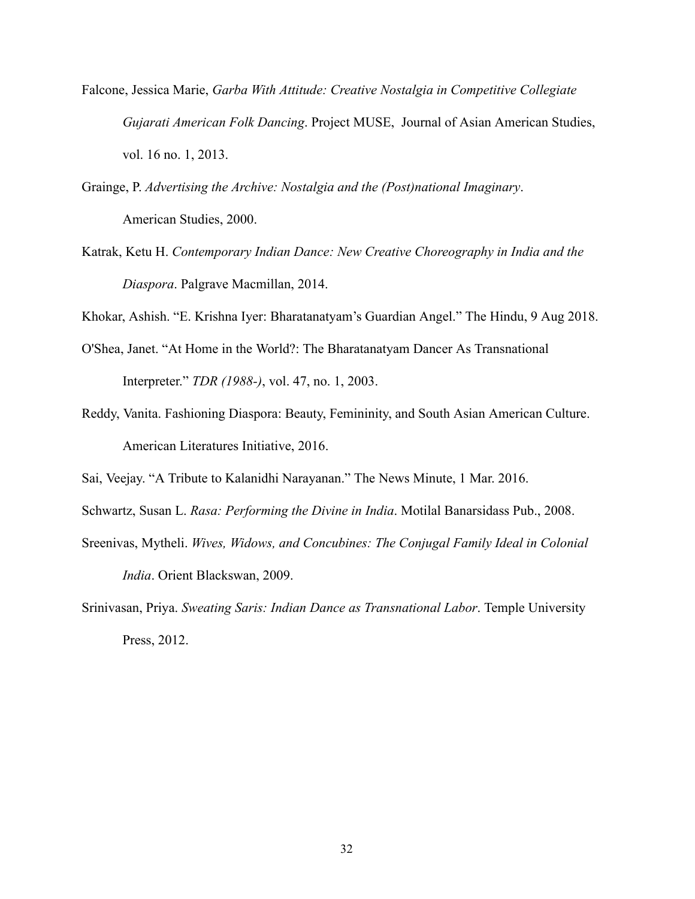Falcone, Jessica Marie, *Garba With Attitude: Creative Nostalgia in Competitive Collegiate Gujarati American Folk Dancing*. Project MUSE, Journal of Asian American Studies, vol. 16 no. 1, 2013.

Grainge, P. *Advertising the Archive: Nostalgia and the (Post)national Imaginary*. American Studies, 2000.

Katrak, Ketu H. *Contemporary Indian Dance: New Creative Choreography in India and the Diaspora*. Palgrave Macmillan, 2014.

Khokar, Ashish. "E. Krishna Iyer: Bharatanatyam's Guardian Angel." The Hindu, 9 Aug 2018.

O'Shea, Janet. "At Home in the World?: The Bharatanatyam Dancer As Transnational Interpreter." *TDR (1988-)*, vol. 47, no. 1, 2003.

Reddy, Vanita. Fashioning Diaspora: Beauty, Femininity, and South Asian American Culture. American Literatures Initiative, 2016.

Sai, Veejay. "A Tribute to Kalanidhi Narayanan." The News Minute, 1 Mar. 2016.

Schwartz, Susan L. *Rasa: Performing the Divine in India*. Motilal Banarsidass Pub., 2008.

Sreenivas, Mytheli. *Wives, Widows, and Concubines: The Conjugal Family Ideal in Colonial India*. Orient Blackswan, 2009.

Srinivasan, Priya. *Sweating Saris: Indian Dance as Transnational Labor*. Temple University Press, 2012.